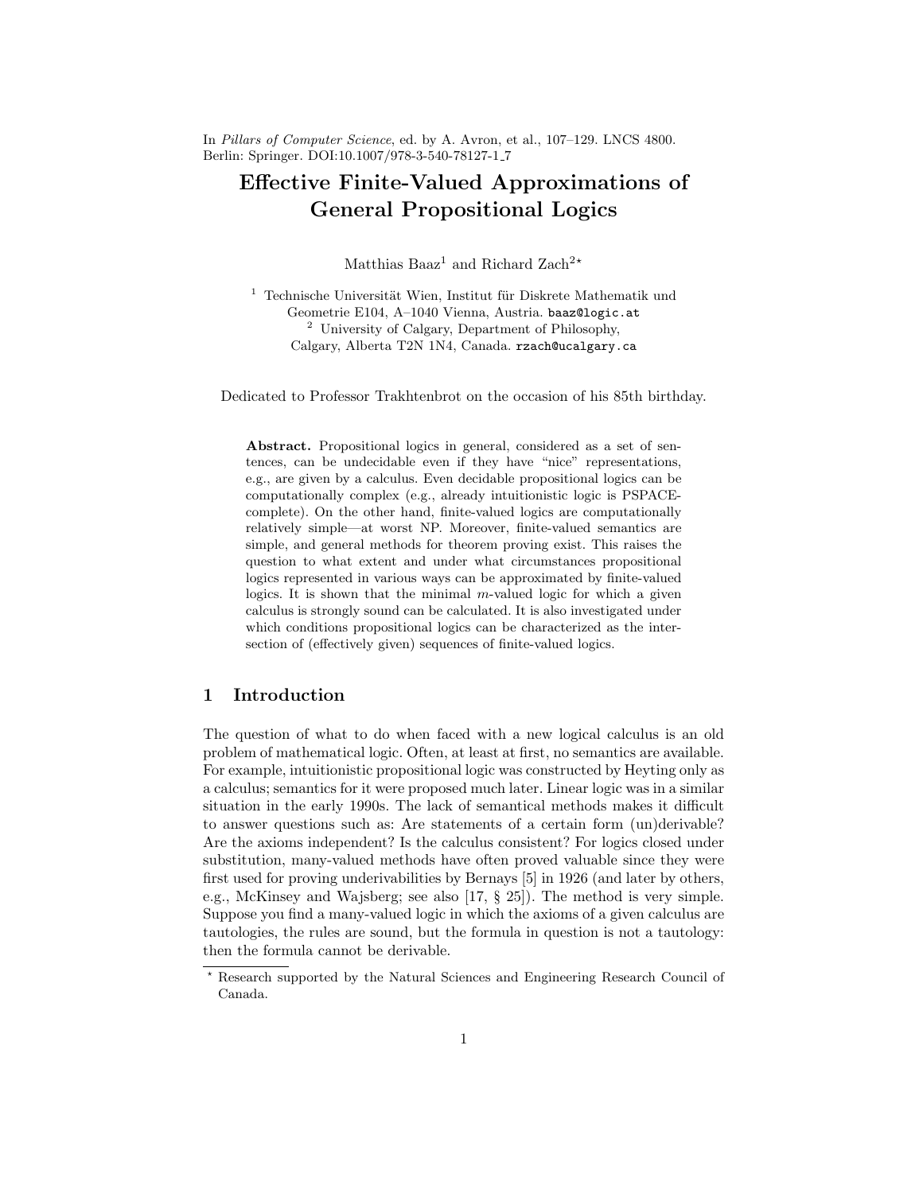In *Pillars of Computer Science*, ed. by A. Avron, et al., 107–129. LNCS 4800. Berlin: Springer. DOI:10.1007/978-3-540-78127-1_7

# Effective Finite-Valued Approximations of General Propositional Logics

Matthias Baaz[1] and Richard Zach[2*]

[1] Technische Universität Wien, Institut für Diskrete Mathematik und Geometrie E104, A–1040 Vienna, Austria. baaz@logic.at
[2] University of Calgary, Department of Philosophy, Calgary, Alberta T2N 1N4, Canada. rzach@ucalgary.ca

Dedicated to Professor Trakhtenbrot on the occasion of his 85th birthday.

**Abstract.** Propositional logics in general, considered as a set of sentences, can be undecidable even if they have "nice" representations, e.g., are given by a calculus. Even decidable propositional logics can be computationally complex (e.g., already intuitionistic logic is PSPACE-complete). On the other hand, finite-valued logics are computationally relatively simple—at worst NP. Moreover, finite-valued semantics are simple, and general methods for theorem proving exist. This raises the question to what extent and under what circumstances propositional logics represented in various ways can be approximated by finite-valued logics. It is shown that the minimal $m$-valued logic for which a given calculus is strongly sound can be calculated. It is also investigated under which conditions propositional logics can be characterized as the intersection of (effectively given) sequences of finite-valued logics.

## 1 Introduction

The question of what to do when faced with a new logical calculus is an old problem of mathematical logic. Often, at least at first, no semantics are available. For example, intuitionistic propositional logic was constructed by Heyting only as a calculus; semantics for it were proposed much later. Linear logic was in a similar situation in the early 1990s. The lack of semantical methods makes it difficult to answer questions such as: Are statements of a certain form (un)derivable? Are the axioms independent? Is the calculus consistent? For logics closed under substitution, many-valued methods have often proved valuable since they were first used for proving underivabilities by Bernays [5] in 1926 (and later by others, e.g., McKinsey and Wajsberg; see also [17, § 25]). The method is very simple. Suppose you find a many-valued logic in which the axioms of a given calculus are tautologies, the rules are sound, but the formula in question is not a tautology: then the formula cannot be derivable.

* Research supported by the Natural Sciences and Engineering Research Council of Canada.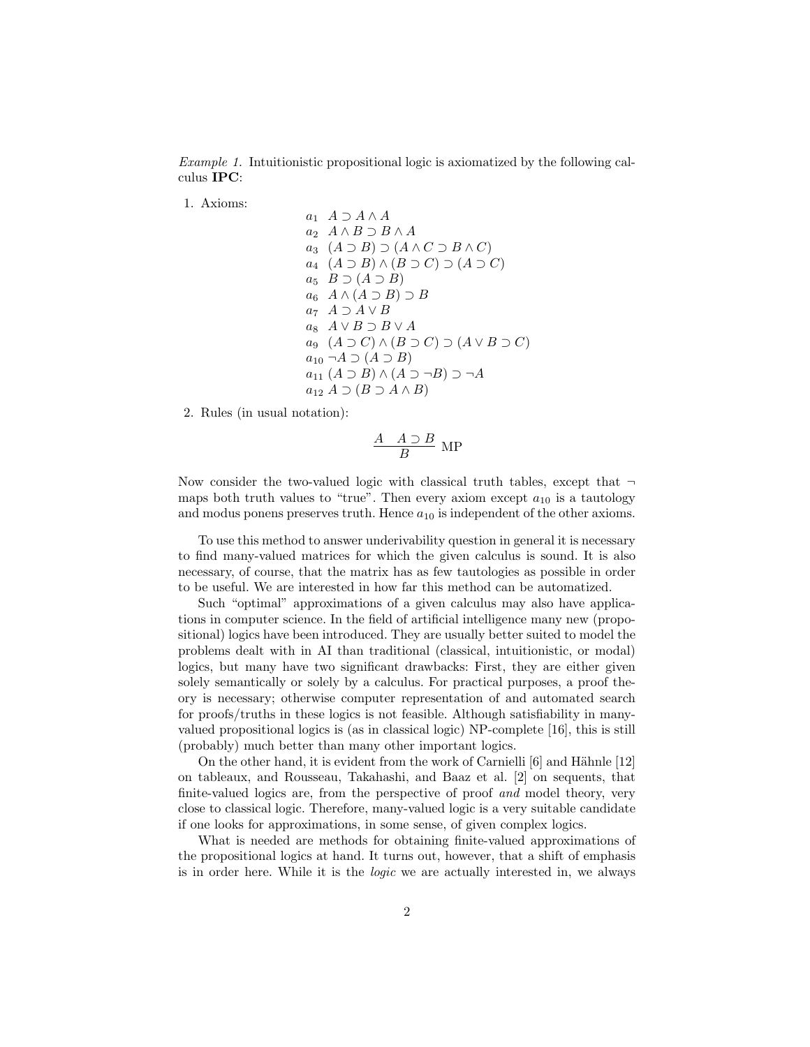*Example 1.* Intuitionistic propositional logic is axiomatized by the following calculus **IPC**:

1. Axioms:

$$
\begin{array}{ll}
a_1 & A \supset A \wedge A \\
a_2 & A \wedge B \supset B \wedge A \\
a_3 & (A \supset B) \supset (A \wedge C \supset B \wedge C) \\
a_4 & (A \supset B) \wedge (B \supset C) \supset (A \supset C) \\
a_5 & B \supset (A \supset B) \\
a_6 & A \wedge (A \supset B) \supset B \\
a_7 & A \supset A \vee B \\
a_8 & A \vee B \supset B \vee A \\
a_9 & (A \supset C) \wedge (B \supset C) \supset (A \vee B \supset C) \\
a_{10} & \neg A \supset (A \supset B) \\
a_{11} & (A \supset B) \wedge (A \supset \neg B) \supset \neg A \\
a_{12} & A \supset (B \supset A \wedge B)
\end{array}
$$

2. Rules (in usual notation):

$$
\frac{A \quad A \supset B}{B} \text{ MP}
$$

Now consider the two-valued logic with classical truth tables, except that $\neg$ maps both truth values to "true". Then every axiom except $a_{10}$ is a tautology and modus ponens preserves truth. Hence $a_{10}$ is independent of the other axioms.

To use this method to answer underivability question in general it is necessary to find many-valued matrices for which the given calculus is sound. It is also necessary, of course, that the matrix has as few tautologies as possible in order to be useful. We are interested in how far this method can be automatized.

Such "optimal" approximations of a given calculus may also have applications in computer science. In the field of artificial intelligence many new (propositional) logics have been introduced. They are usually better suited to model the problems dealt with in AI than traditional (classical, intuitionistic, or modal) logics, but many have two significant drawbacks: First, they are either given solely semantically or solely by a calculus. For practical purposes, a proof theory is necessary; otherwise computer representation of and automated search for proofs/truths in these logics is not feasible. Although satisfiability in many-valued propositional logics is (as in classical logic) NP-complete [16], this is still (probably) much better than many other important logics.

On the other hand, it is evident from the work of Carnielli [6] and Hähnle [12] on tableaux, and Rousseau, Takahashi, and Baaz et al. [2] on sequents, that finite-valued logics are, from the perspective of proof *and* model theory, very close to classical logic. Therefore, many-valued logic is a very suitable candidate if one looks for approximations, in some sense, of given complex logics.

What is needed are methods for obtaining finite-valued approximations of the propositional logics at hand. It turns out, however, that a shift of emphasis is in order here. While it is the *logic* we are actually interested in, we always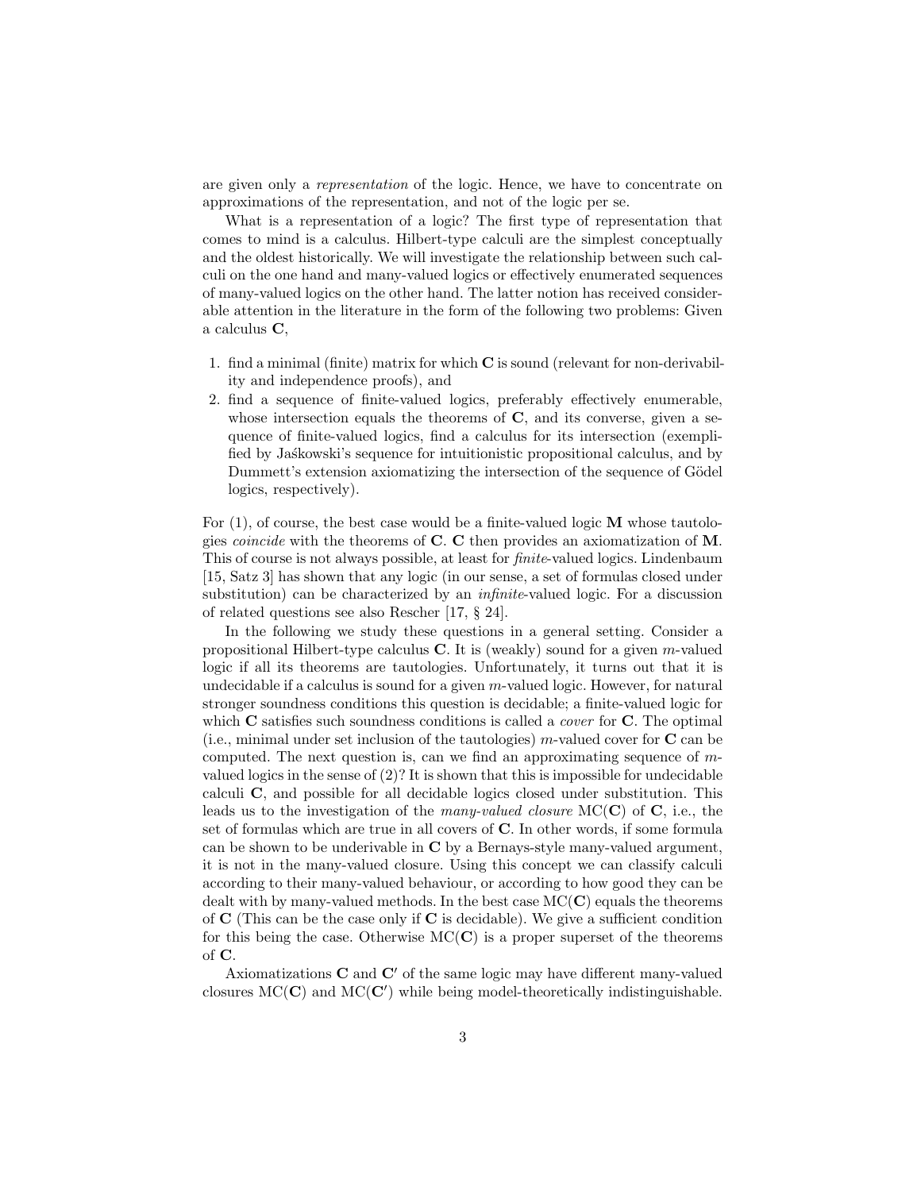are given only a *representation* of the logic. Hence, we have to concentrate on approximations of the representation, and not of the logic per se.

What is a representation of a logic? The first type of representation that comes to mind is a calculus. Hilbert-type calculi are the simplest conceptually and the oldest historically. We will investigate the relationship between such calculi on the one hand and many-valued logics or effectively enumerated sequences of many-valued logics on the other hand. The latter notion has received considerable attention in the literature in the form of the following two problems: Given a calculus **C**,

1. find a minimal (finite) matrix for which **C** is sound (relevant for non-derivability and independence proofs), and
2. find a sequence of finite-valued logics, preferably effectively enumerable, whose intersection equals the theorems of **C**, and its converse, given a sequence of finite-valued logics, find a calculus for its intersection (exemplified by Jaśkowski's sequence for intuitionistic propositional calculus, and by Dummett's extension axiomatizing the intersection of the sequence of Gödel logics, respectively).

For (1), of course, the best case would be a finite-valued logic **M** whose tautologies *coincide* with the theorems of **C**. **C** then provides an axiomatization of **M**. This of course is not always possible, at least for *finite*-valued logics. Lindenbaum [15, Satz 3] has shown that any logic (in our sense, a set of formulas closed under substitution) can be characterized by an *infinite*-valued logic. For a discussion of related questions see also Rescher [17, § 24].

In the following we study these questions in a general setting. Consider a propositional Hilbert-type calculus **C**. It is (weakly) sound for a given $m$-valued logic if all its theorems are tautologies. Unfortunately, it turns out that it is undecidable if a calculus is sound for a given $m$-valued logic. However, for natural stronger soundness conditions this question is decidable; a finite-valued logic for which **C** satisfies such soundness conditions is called a *cover* for **C**. The optimal (i.e., minimal under set inclusion of the tautologies) $m$-valued cover for **C** can be computed. The next question is, can we find an approximating sequence of $m$-valued logics in the sense of (2)? It is shown that this is impossible for undecidable calculi **C**, and possible for all decidable logics closed under substitution. This leads us to the investigation of the *many-valued closure* MC(**C**) of **C**, i.e., the set of formulas which are true in all covers of **C**. In other words, if some formula can be shown to be underivable in **C** by a Bernays-style many-valued argument, it is not in the many-valued closure. Using this concept we can classify calculi according to their many-valued behaviour, or according to how good they can be dealt with by many-valued methods. In the best case MC(**C**) equals the theorems of **C** (This can be the case only if **C** is decidable). We give a sufficient condition for this being the case. Otherwise MC(**C**) is a proper superset of the theorems of **C**.

Axiomatizations **C** and **C**$'$ of the same logic may have different many-valued closures MC(**C**) and MC(**C**$'$) while being model-theoretically indistinguishable.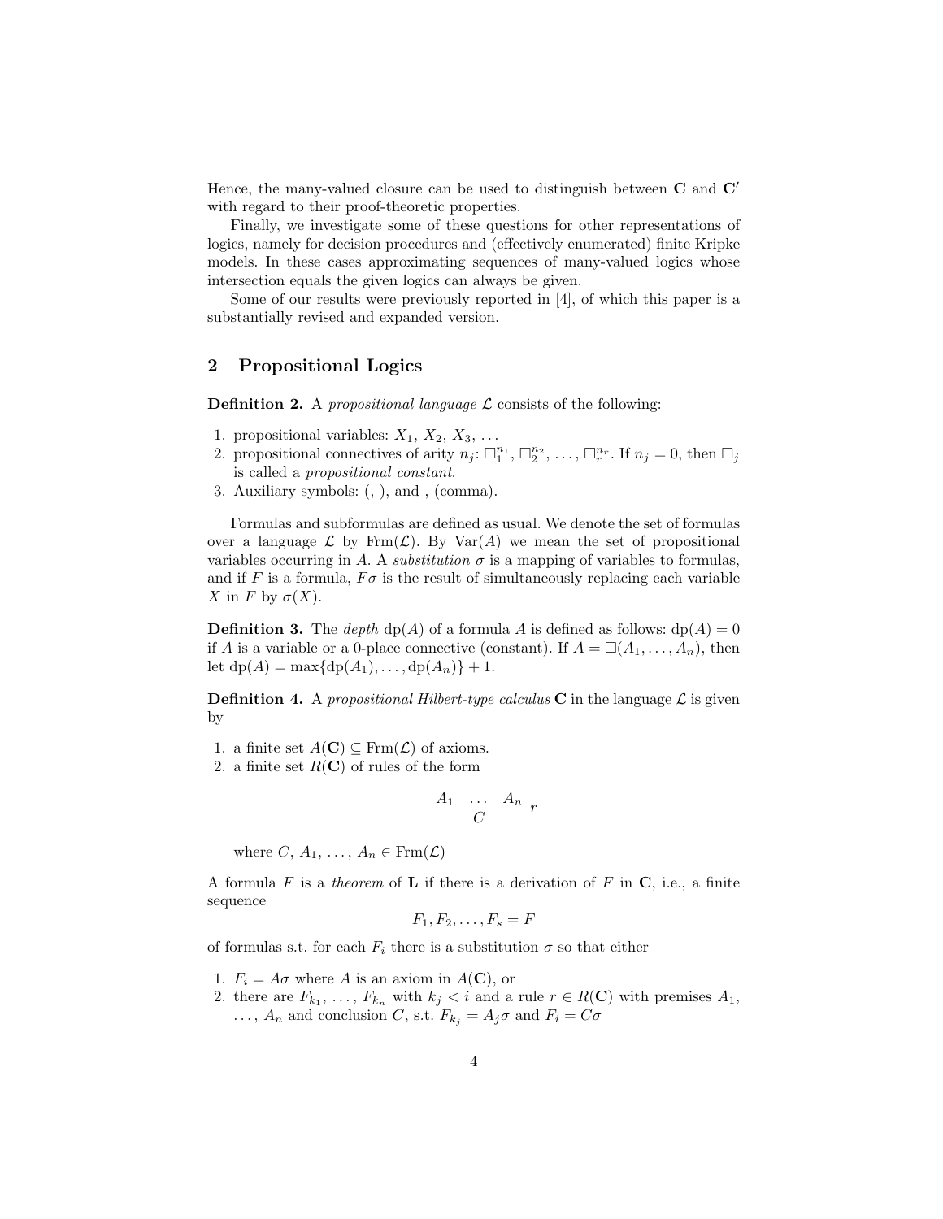Hence, the many-valued closure can be used to distinguish between **C** and **C**′ with regard to their proof-theoretic properties.

Finally, we investigate some of these questions for other representations of logics, namely for decision procedures and (effectively enumerated) finite Kripke models. In these cases approximating sequences of many-valued logics whose intersection equals the given logics can always be given.

Some of our results were previously reported in [4], of which this paper is a substantially revised and expanded version.

## 2 Propositional Logics

**Definition 2.** A *propositional language* $\mathcal{L}$ consists of the following:

1. propositional variables: $X_1$, $X_2$, $X_3$, ...
2. propositional connectives of arity $n_j$: $\Box_1^{n_1}$, $\Box_2^{n_2}$, ..., $\Box_r^{n_r}$. If $n_j = 0$, then $\Box_j$ is called a *propositional constant*.
3. Auxiliary symbols: (, ), and , (comma).

Formulas and subformulas are defined as usual. We denote the set of formulas over a language $\mathcal{L}$ by $\mathrm{Frm}(\mathcal{L})$. By $\mathrm{Var}(A)$ we mean the set of propositional variables occurring in $A$. A *substitution* $\sigma$ is a mapping of variables to formulas, and if $F$ is a formula, $F\sigma$ is the result of simultaneously replacing each variable $X$ in $F$ by $\sigma(X)$.

**Definition 3.** The *depth* $\mathrm{dp}(A)$ of a formula $A$ is defined as follows: $\mathrm{dp}(A) = 0$ if $A$ is a variable or a 0-place connective (constant). If $A = \Box(A_1, \ldots, A_n)$, then let $\mathrm{dp}(A) = \max\{\mathrm{dp}(A_1), \ldots, \mathrm{dp}(A_n)\} + 1$.

**Definition 4.** A *propositional Hilbert-type calculus* **C** in the language $\mathcal{L}$ is given by

1. a finite set $A(\mathbf{C}) \subseteq \mathrm{Frm}(\mathcal{L})$ of axioms.
2. a finite set $R(\mathbf{C})$ of rules of the form

$$\frac{A_1 \quad \ldots \quad A_n}{C}\ r$$

where $C$, $A_1$, ..., $A_n \in \mathrm{Frm}(\mathcal{L})$

A formula $F$ is a *theorem* of **L** if there is a derivation of $F$ in **C**, i.e., a finite sequence

$$F_1, F_2, \ldots, F_s = F$$

of formulas s.t. for each $F_i$ there is a substitution $\sigma$ so that either

1. $F_i = A\sigma$ where $A$ is an axiom in $A(\mathbf{C})$, or
2. there are $F_{k_1}$, ..., $F_{k_n}$ with $k_j < i$ and a rule $r \in R(\mathbf{C})$ with premises $A_1$, ..., $A_n$ and conclusion $C$, s.t. $F_{k_j} = A_j\sigma$ and $F_i = C\sigma$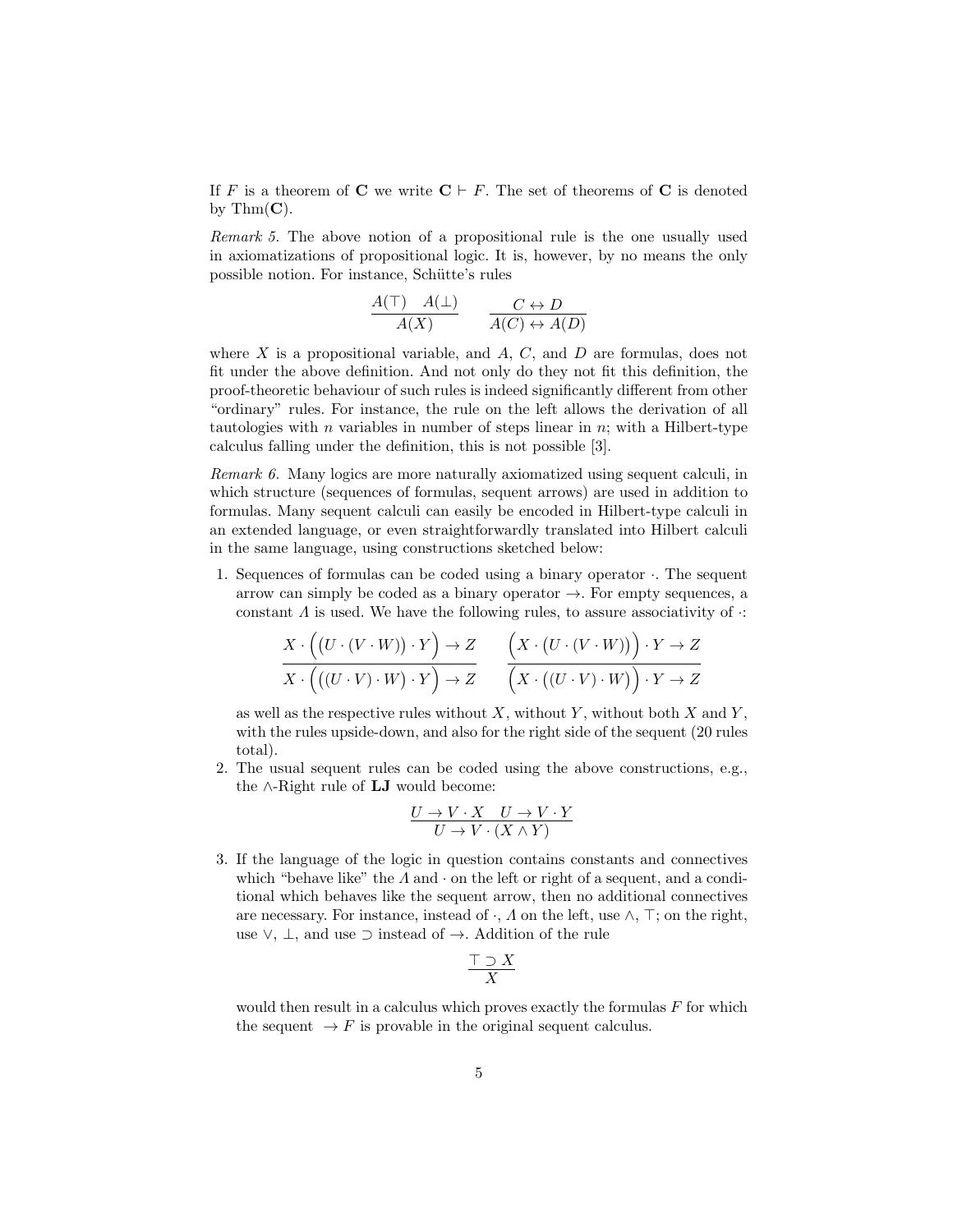If $F$ is a theorem of $\mathbf{C}$ we write $\mathbf{C} \vdash F$. The set of theorems of $\mathbf{C}$ is denoted by $\mathrm{Thm}(\mathbf{C})$.

*Remark 5.* The above notion of a propositional rule is the one usually used in axiomatizations of propositional logic. It is, however, by no means the only possible notion. For instance, Schütte's rules

$$\frac{A(\top) \quad A(\bot)}{A(X)} \qquad \frac{C \leftrightarrow D}{A(C) \leftrightarrow A(D)}$$

where $X$ is a propositional variable, and $A$, $C$, and $D$ are formulas, does not fit under the above definition. And not only do they not fit this definition, the proof-theoretic behaviour of such rules is indeed significantly different from other "ordinary" rules. For instance, the rule on the left allows the derivation of all tautologies with $n$ variables in number of steps linear in $n$; with a Hilbert-type calculus falling under the definition, this is not possible [3].

*Remark 6.* Many logics are more naturally axiomatized using sequent calculi, in which structure (sequences of formulas, sequent arrows) are used in addition to formulas. Many sequent calculi can easily be encoded in Hilbert-type calculi in an extended language, or even straightforwardly translated into Hilbert calculi in the same language, using constructions sketched below:

1. Sequences of formulas can be coded using a binary operator $\cdot$. The sequent arrow can simply be coded as a binary operator $\rightarrow$. For empty sequences, a constant $\Lambda$ is used. We have the following rules, to assure associativity of $\cdot$:

$$\frac{X \cdot \Big(\big(U \cdot (V \cdot W)\big) \cdot Y\Big) \rightarrow Z}{X \cdot \Big(\big((U \cdot V) \cdot W\big) \cdot Y\Big) \rightarrow Z} \qquad \frac{\Big(X \cdot \big(U \cdot (V \cdot W)\big)\Big) \cdot Y \rightarrow Z}{\Big(X \cdot \big((U \cdot V) \cdot W\big)\Big) \cdot Y \rightarrow Z}$$

   as well as the respective rules without $X$, without $Y$, without both $X$ and $Y$, with the rules upside-down, and also for the right side of the sequent (20 rules total).

2. The usual sequent rules can be coded using the above constructions, e.g., the $\wedge$-Right rule of **LJ** would become:

$$\frac{U \rightarrow V \cdot X \quad U \rightarrow V \cdot Y}{U \rightarrow V \cdot (X \wedge Y)}$$

3. If the language of the logic in question contains constants and connectives which "behave like" the $\Lambda$ and $\cdot$ on the left or right of a sequent, and a conditional which behaves like the sequent arrow, then no additional connectives are necessary. For instance, instead of $\cdot$, $\Lambda$ on the left, use $\wedge$, $\top$; on the right, use $\vee$, $\bot$, and use $\supset$ instead of $\rightarrow$. Addition of the rule

$$\frac{\top \supset X}{X}$$

   would then result in a calculus which proves exactly the formulas $F$ for which the sequent $\rightarrow F$ is provable in the original sequent calculus.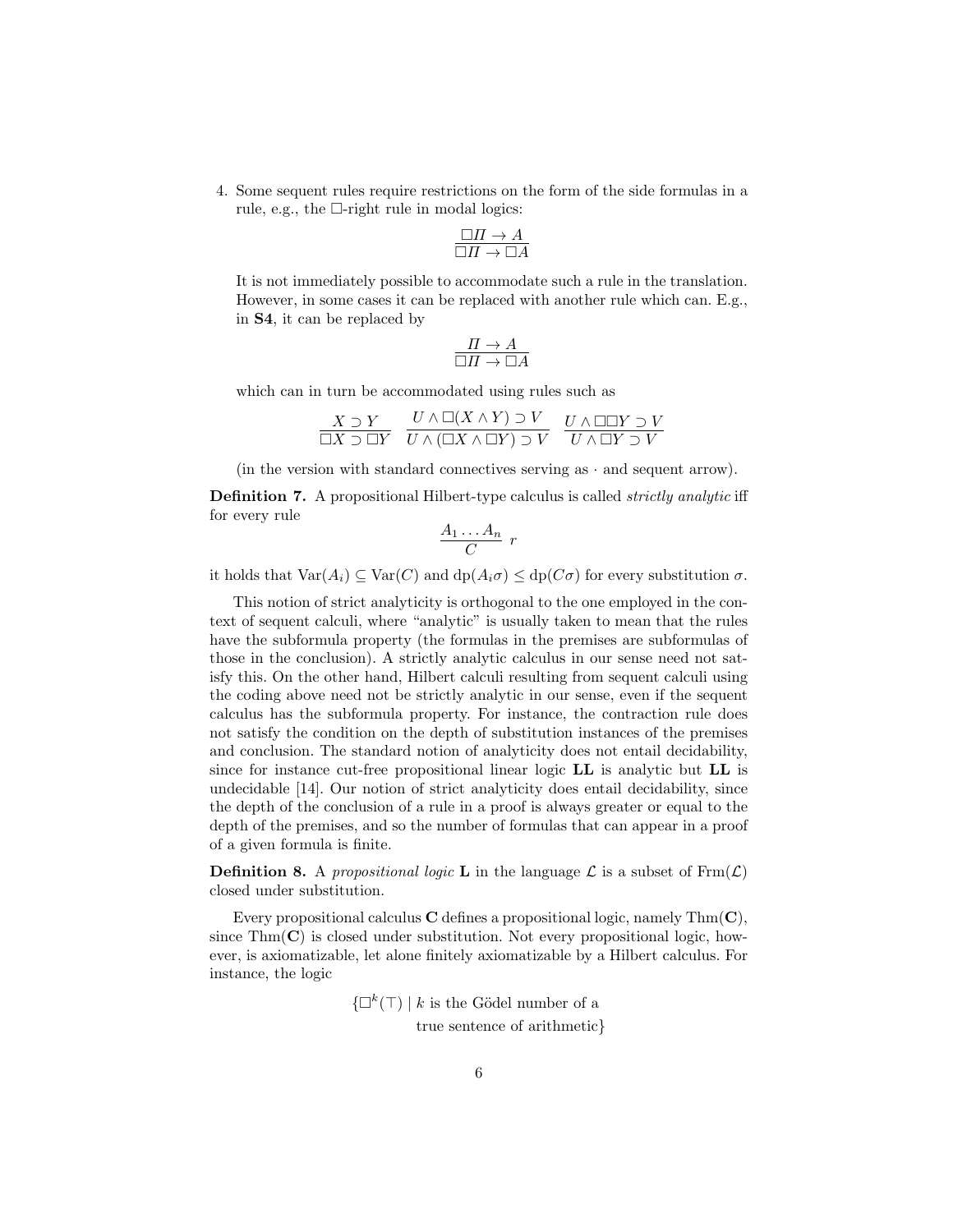4. Some sequent rules require restrictions on the form of the side formulas in a rule, e.g., the $\Box$-right rule in modal logics:

$$\frac{\Box\Pi \to A}{\Box\Pi \to \Box A}$$

It is not immediately possible to accommodate such a rule in the translation. However, in some cases it can be replaced with another rule which can. E.g., in **S4**, it can be replaced by

$$\frac{\Pi \to A}{\Box\Pi \to \Box A}$$

which can in turn be accommodated using rules such as

$$\frac{X \supset Y}{\Box X \supset \Box Y} \quad \frac{U \wedge \Box(X \wedge Y) \supset V}{U \wedge (\Box X \wedge \Box Y) \supset V} \quad \frac{U \wedge \Box\Box Y \supset V}{U \wedge \Box Y \supset V}$$

(in the version with standard connectives serving as $\cdot$ and sequent arrow).

**Definition 7.** A propositional Hilbert-type calculus is called *strictly analytic* iff for every rule

$$\frac{A_1 \ldots A_n}{C}\ r$$

it holds that $\mathrm{Var}(A_i) \subseteq \mathrm{Var}(C)$ and $\mathrm{dp}(A_i\sigma) \leq \mathrm{dp}(C\sigma)$ for every substitution $\sigma$.

This notion of strict analyticity is orthogonal to the one employed in the context of sequent calculi, where "analytic" is usually taken to mean that the rules have the subformula property (the formulas in the premises are subformulas of those in the conclusion). A strictly analytic calculus in our sense need not satisfy this. On the other hand, Hilbert calculi resulting from sequent calculi using the coding above need not be strictly analytic in our sense, even if the sequent calculus has the subformula property. For instance, the contraction rule does not satisfy the condition on the depth of substitution instances of the premises and conclusion. The standard notion of analyticity does not entail decidability, since for instance cut-free propositional linear logic **LL** is analytic but **LL** is undecidable [14]. Our notion of strict analyticity does entail decidability, since the depth of the conclusion of a rule in a proof is always greater or equal to the depth of the premises, and so the number of formulas that can appear in a proof of a given formula is finite.

**Definition 8.** A *propositional logic* **L** in the language $\mathcal{L}$ is a subset of $\mathrm{Frm}(\mathcal{L})$ closed under substitution.

Every propositional calculus **C** defines a propositional logic, namely $\mathrm{Thm}(\mathbf{C})$, since $\mathrm{Thm}(\mathbf{C})$ is closed under substitution. Not every propositional logic, however, is axiomatizable, let alone finitely axiomatizable by a Hilbert calculus. For instance, the logic

$$\{\Box^k(\top) \mid k \text{ is the Gödel number of a true sentence of arithmetic}\}$$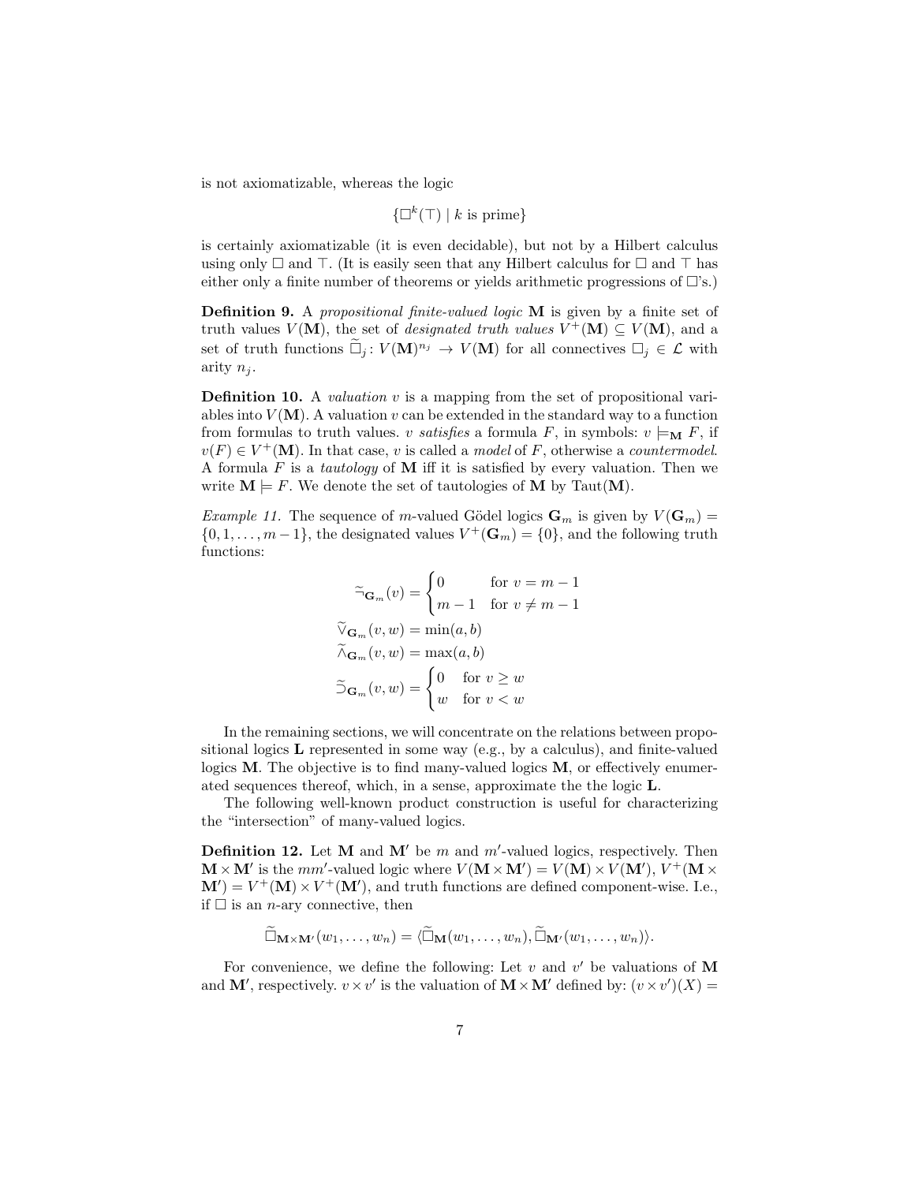is not axiomatizable, whereas the logic

$$\{\Box^k(\top) \mid k \text{ is prime}\}$$

is certainly axiomatizable (it is even decidable), but not by a Hilbert calculus using only $\Box$ and $\top$. (It is easily seen that any Hilbert calculus for $\Box$ and $\top$ has either only a finite number of theorems or yields arithmetic progressions of $\Box$'s.)

**Definition 9.** A *propositional finite-valued logic* $\mathbf{M}$ is given by a finite set of truth values $V(\mathbf{M})$, the set of *designated truth values* $V^+(\mathbf{M}) \subseteq V(\mathbf{M})$, and a set of truth functions $\widetilde{\Box}_j : V(\mathbf{M})^{n_j} \to V(\mathbf{M})$ for all connectives $\Box_j \in \mathcal{L}$ with arity $n_j$.

**Definition 10.** A *valuation* $v$ is a mapping from the set of propositional variables into $V(\mathbf{M})$. A valuation $v$ can be extended in the standard way to a function from formulas to truth values. $v$ *satisfies* a formula $F$, in symbols: $v \models_{\mathbf{M}} F$, if $v(F) \in V^+(\mathbf{M})$. In that case, $v$ is called a *model* of $F$, otherwise a *countermodel*. A formula $F$ is a *tautology* of $\mathbf{M}$ iff it is satisfied by every valuation. Then we write $\mathbf{M} \models F$. We denote the set of tautologies of $\mathbf{M}$ by $\mathrm{Taut}(\mathbf{M})$.

*Example 11.* The sequence of $m$-valued Gödel logics $\mathbf{G}_m$ is given by $V(\mathbf{G}_m) = \{0, 1, \ldots, m-1\}$, the designated values $V^+(\mathbf{G}_m) = \{0\}$, and the following truth functions:

$$\widetilde{\neg}_{\mathbf{G}_m}(v) = \begin{cases} 0 & \text{for } v = m-1 \\ m-1 & \text{for } v \neq m-1 \end{cases}$$

$$\widetilde{\vee}_{\mathbf{G}_m}(v, w) = \min(a, b)$$

$$\widetilde{\wedge}_{\mathbf{G}_m}(v, w) = \max(a, b)$$

$$\widetilde{\supset}_{\mathbf{G}_m}(v, w) = \begin{cases} 0 & \text{for } v \geq w \\ w & \text{for } v < w \end{cases}$$

In the remaining sections, we will concentrate on the relations between propositional logics $\mathbf{L}$ represented in some way (e.g., by a calculus), and finite-valued logics $\mathbf{M}$. The objective is to find many-valued logics $\mathbf{M}$, or effectively enumerated sequences thereof, which, in a sense, approximate the the logic $\mathbf{L}$.

The following well-known product construction is useful for characterizing the "intersection" of many-valued logics.

**Definition 12.** Let $\mathbf{M}$ and $\mathbf{M}'$ be $m$ and $m'$-valued logics, respectively. Then $\mathbf{M} \times \mathbf{M}'$ is the $mm'$-valued logic where $V(\mathbf{M} \times \mathbf{M}') = V(\mathbf{M}) \times V(\mathbf{M}')$, $V^+(\mathbf{M} \times \mathbf{M}') = V^+(\mathbf{M}) \times V^+(\mathbf{M}')$, and truth functions are defined component-wise. I.e., if $\Box$ is an $n$-ary connective, then

$$\widetilde{\Box}_{\mathbf{M} \times \mathbf{M}'}(w_1, \ldots, w_n) = \langle \widetilde{\Box}_{\mathbf{M}}(w_1, \ldots, w_n), \widetilde{\Box}_{\mathbf{M}'}(w_1, \ldots, w_n) \rangle.$$

For convenience, we define the following: Let $v$ and $v'$ be valuations of $\mathbf{M}$ and $\mathbf{M}'$, respectively. $v \times v'$ is the valuation of $\mathbf{M} \times \mathbf{M}'$ defined by: $(v \times v')(X) =$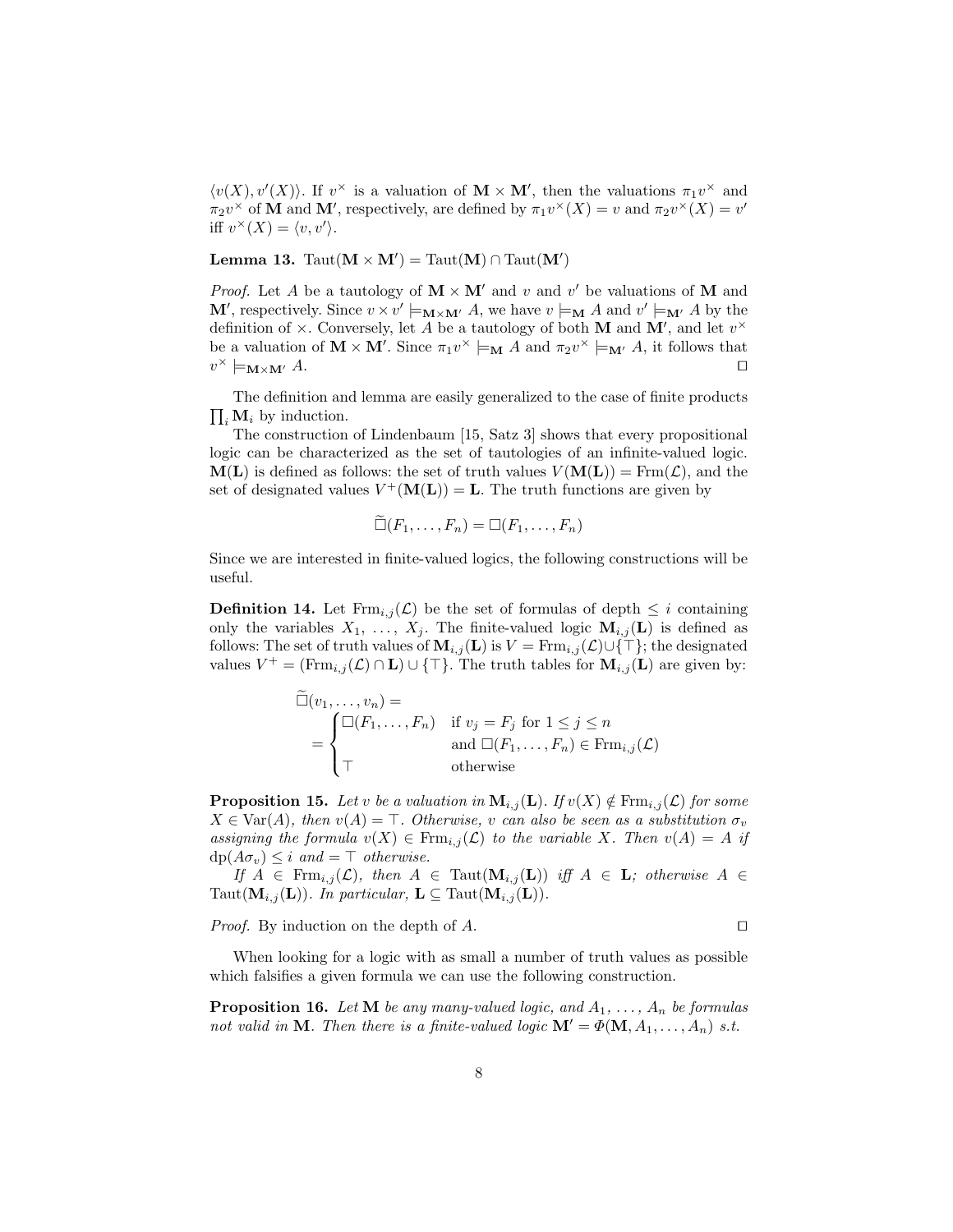$\langle v(X), v'(X)\rangle$. If $v^\times$ is a valuation of $\mathbf{M} \times \mathbf{M}'$, then the valuations $\pi_1 v^\times$ and $\pi_2 v^\times$ of $\mathbf{M}$ and $\mathbf{M}'$, respectively, are defined by $\pi_1 v^\times(X) = v$ and $\pi_2 v^\times(X) = v'$ iff $v^\times(X) = \langle v, v'\rangle$.

**Lemma 13.** $\mathrm{Taut}(\mathbf{M} \times \mathbf{M}') = \mathrm{Taut}(\mathbf{M}) \cap \mathrm{Taut}(\mathbf{M}')$

*Proof.* Let $A$ be a tautology of $\mathbf{M} \times \mathbf{M}'$ and $v$ and $v'$ be valuations of $\mathbf{M}$ and $\mathbf{M}'$, respectively. Since $v \times v' \models_{\mathbf{M}\times\mathbf{M}'} A$, we have $v \models_{\mathbf{M}} A$ and $v' \models_{\mathbf{M}'} A$ by the definition of $\times$. Conversely, let $A$ be a tautology of both $\mathbf{M}$ and $\mathbf{M}'$, and let $v^\times$ be a valuation of $\mathbf{M} \times \mathbf{M}'$. Since $\pi_1 v^\times \models_{\mathbf{M}} A$ and $\pi_2 v^\times \models_{\mathbf{M}'} A$, it follows that $v^\times \models_{\mathbf{M}\times\mathbf{M}'} A$. □

The definition and lemma are easily generalized to the case of finite products $\prod_i \mathbf{M}_i$ by induction.

The construction of Lindenbaum [15, Satz 3] shows that every propositional logic can be characterized as the set of tautologies of an infinite-valued logic. $\mathbf{M}(\mathbf{L})$ is defined as follows: the set of truth values $V(\mathbf{M}(\mathbf{L})) = \mathrm{Frm}(\mathcal{L})$, and the set of designated values $V^+(\mathbf{M}(\mathbf{L})) = \mathbf{L}$. The truth functions are given by

$$\widetilde{\Box}(F_1, \ldots, F_n) = \Box(F_1, \ldots, F_n)$$

Since we are interested in finite-valued logics, the following constructions will be useful.

**Definition 14.** Let $\mathrm{Frm}_{i,j}(\mathcal{L})$ be the set of formulas of depth $\leq i$ containing only the variables $X_1, \ldots, X_j$. The finite-valued logic $\mathbf{M}_{i,j}(\mathbf{L})$ is defined as follows: The set of truth values of $\mathbf{M}_{i,j}(\mathbf{L})$ is $V = \mathrm{Frm}_{i,j}(\mathcal{L}) \cup \{\top\}$; the designated values $V^+ = (\mathrm{Frm}_{i,j}(\mathcal{L}) \cap \mathbf{L}) \cup \{\top\}$. The truth tables for $\mathbf{M}_{i,j}(\mathbf{L})$ are given by:

$$\widetilde{\Box}(v_1, \ldots, v_n) = \\ = \begin{cases} \Box(F_1, \ldots, F_n) & \text{if } v_j = F_j \text{ for } 1 \leq j \leq n \\ & \text{and } \Box(F_1, \ldots, F_n) \in \mathrm{Frm}_{i,j}(\mathcal{L}) \\ \top & \text{otherwise} \end{cases}$$

**Proposition 15.** *Let $v$ be a valuation in $\mathbf{M}_{i,j}(\mathbf{L})$. If $v(X) \notin \mathrm{Frm}_{i,j}(\mathcal{L})$ for some $X \in \mathrm{Var}(A)$, then $v(A) = \top$. Otherwise, $v$ can also be seen as a substitution $\sigma_v$ assigning the formula $v(X) \in \mathrm{Frm}_{i,j}(\mathcal{L})$ to the variable $X$. Then $v(A) = A$ if $\mathrm{dp}(A\sigma_v) \leq i$ and $= \top$ otherwise.*

*If $A \in \mathrm{Frm}_{i,j}(\mathcal{L})$, then $A \in \mathrm{Taut}(\mathbf{M}_{i,j}(\mathbf{L}))$ iff $A \in \mathbf{L}$; otherwise $A \in \mathrm{Taut}(\mathbf{M}_{i,j}(\mathbf{L}))$. In particular, $\mathbf{L} \subseteq \mathrm{Taut}(\mathbf{M}_{i,j}(\mathbf{L}))$.*

*Proof.* By induction on the depth of $A$. □

When looking for a logic with as small a number of truth values as possible which falsifies a given formula we can use the following construction.

**Proposition 16.** *Let $\mathbf{M}$ be any many-valued logic, and $A_1, \ldots, A_n$ be formulas not valid in $\mathbf{M}$. Then there is a finite-valued logic $\mathbf{M}' = \Phi(\mathbf{M}, A_1, \ldots, A_n)$ s.t.*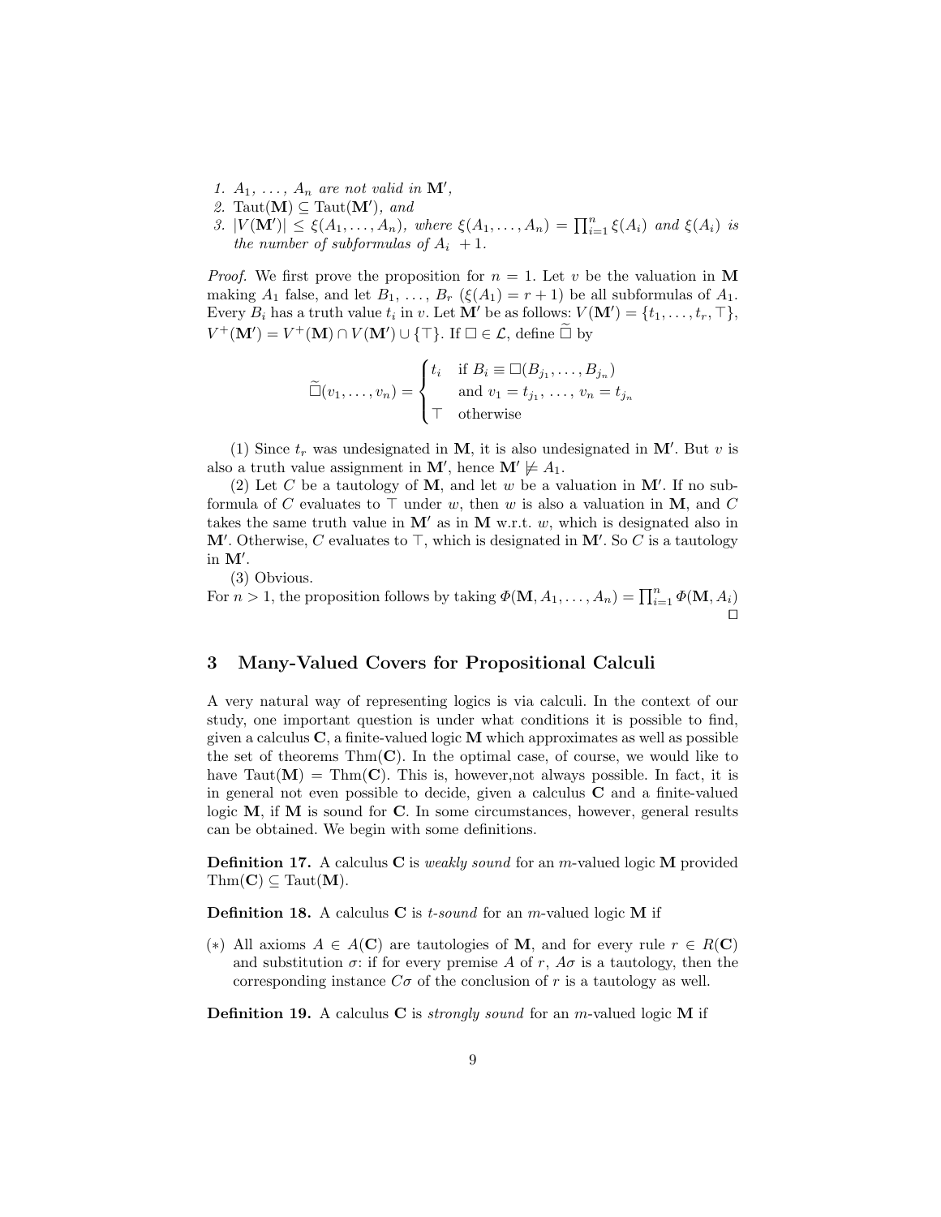1. *$A_1, \ldots, A_n$ are not valid in $\mathbf{M}'$,*
2. *$\mathrm{Taut}(\mathbf{M}) \subseteq \mathrm{Taut}(\mathbf{M}')$, and*
3. *$|V(\mathbf{M}')| \leq \xi(A_1, \ldots, A_n)$, where $\xi(A_1, \ldots, A_n) = \prod_{i=1}^{n} \xi(A_i)$ and $\xi(A_i)$ is the number of subformulas of $A_i$ $+1$.*

*Proof.* We first prove the proposition for $n = 1$. Let $v$ be the valuation in $\mathbf{M}$ making $A_1$ false, and let $B_1, \ldots, B_r$ ($\xi(A_1) = r + 1$) be all subformulas of $A_1$. Every $B_i$ has a truth value $t_i$ in $v$. Let $\mathbf{M}'$ be as follows: $V(\mathbf{M}') = \{t_1, \ldots, t_r, \top\}$, $V^+(\mathbf{M}') = V^+(\mathbf{M}) \cap V(\mathbf{M}') \cup \{\top\}$. If $\Box \in \mathcal{L}$, define $\widetilde{\Box}$ by

$$\widetilde{\Box}(v_1, \ldots, v_n) = \begin{cases} t_i & \text{if } B_i \equiv \Box(B_{j_1}, \ldots, B_{j_n}) \\ & \text{and } v_1 = t_{j_1}, \ldots, v_n = t_{j_n} \\ \top & \text{otherwise} \end{cases}$$

(1) Since $t_r$ was undesignated in $\mathbf{M}$, it is also undesignated in $\mathbf{M}'$. But $v$ is also a truth value assignment in $\mathbf{M}'$, hence $\mathbf{M}' \not\models A_1$.

(2) Let $C$ be a tautology of $\mathbf{M}$, and let $w$ be a valuation in $\mathbf{M}'$. If no subformula of $C$ evaluates to $\top$ under $w$, then $w$ is also a valuation in $\mathbf{M}$, and $C$ takes the same truth value in $\mathbf{M}'$ as in $\mathbf{M}$ w.r.t. $w$, which is designated also in $\mathbf{M}'$. Otherwise, $C$ evaluates to $\top$, which is designated in $\mathbf{M}'$. So $C$ is a tautology in $\mathbf{M}'$.

(3) Obvious.

For $n > 1$, the proposition follows by taking $\Phi(\mathbf{M}, A_1, \ldots, A_n) = \prod_{i=1}^{n} \Phi(\mathbf{M}, A_i)$ ☐

## 3 Many-Valued Covers for Propositional Calculi

A very natural way of representing logics is via calculi. In the context of our study, one important question is under what conditions it is possible to find, given a calculus $\mathbf{C}$, a finite-valued logic $\mathbf{M}$ which approximates as well as possible the set of theorems $\mathrm{Thm}(\mathbf{C})$. In the optimal case, of course, we would like to have $\mathrm{Taut}(\mathbf{M}) = \mathrm{Thm}(\mathbf{C})$. This is, however,not always possible. In fact, it is in general not even possible to decide, given a calculus $\mathbf{C}$ and a finite-valued logic $\mathbf{M}$, if $\mathbf{M}$ is sound for $\mathbf{C}$. In some circumstances, however, general results can be obtained. We begin with some definitions.

**Definition 17.** A calculus $\mathbf{C}$ is *weakly sound* for an $m$-valued logic $\mathbf{M}$ provided $\mathrm{Thm}(\mathbf{C}) \subseteq \mathrm{Taut}(\mathbf{M})$.

**Definition 18.** A calculus $\mathbf{C}$ is *t-sound* for an $m$-valued logic $\mathbf{M}$ if

(∗) All axioms $A \in A(\mathbf{C})$ are tautologies of $\mathbf{M}$, and for every rule $r \in R(\mathbf{C})$ and substitution $\sigma$: if for every premise $A$ of $r$, $A\sigma$ is a tautology, then the corresponding instance $C\sigma$ of the conclusion of $r$ is a tautology as well.

**Definition 19.** A calculus $\mathbf{C}$ is *strongly sound* for an $m$-valued logic $\mathbf{M}$ if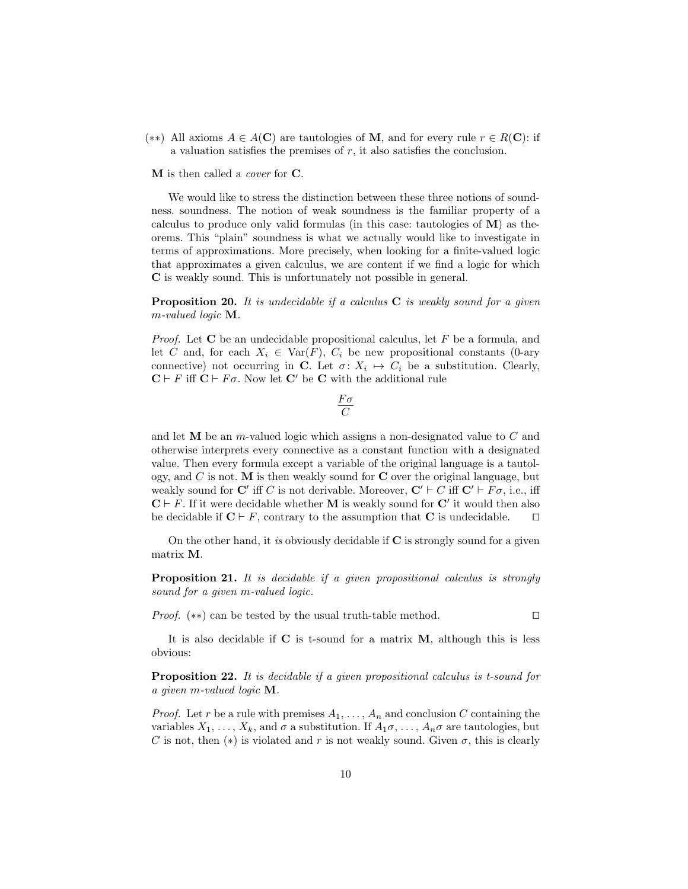(∗∗) All axioms $A \in A(\mathbf{C})$ are tautologies of $\mathbf{M}$, and for every rule $r \in R(\mathbf{C})$: if a valuation satisfies the premises of $r$, it also satisfies the conclusion.

$\mathbf{M}$ is then called a *cover* for $\mathbf{C}$.

We would like to stress the distinction between these three notions of soundness. soundness. The notion of weak soundness is the familiar property of a calculus to produce only valid formulas (in this case: tautologies of $\mathbf{M}$) as theorems. This "plain" soundness is what we actually would like to investigate in terms of approximations. More precisely, when looking for a finite-valued logic that approximates a given calculus, we are content if we find a logic for which $\mathbf{C}$ is weakly sound. This is unfortunately not possible in general.

**Proposition 20.** *It is undecidable if a calculus* $\mathbf{C}$ *is weakly sound for a given* $m$*-valued logic* $\mathbf{M}$*.*

*Proof.* Let $\mathbf{C}$ be an undecidable propositional calculus, let $F$ be a formula, and let $C$ and, for each $X_i \in \mathrm{Var}(F)$, $C_i$ be new propositional constants (0-ary connective) not occurring in $\mathbf{C}$. Let $\sigma\colon X_i \mapsto C_i$ be a substitution. Clearly, $\mathbf{C} \vdash F$ iff $\mathbf{C} \vdash F\sigma$. Now let $\mathbf{C}'$ be $\mathbf{C}$ with the additional rule

$$\frac{F\sigma}{C}$$

and let $\mathbf{M}$ be an $m$-valued logic which assigns a non-designated value to $C$ and otherwise interprets every connective as a constant function with a designated value. Then every formula except a variable of the original language is a tautology, and $C$ is not. $\mathbf{M}$ is then weakly sound for $\mathbf{C}$ over the original language, but weakly sound for $\mathbf{C}'$ iff $C$ is not derivable. Moreover, $\mathbf{C}' \vdash C$ iff $\mathbf{C}' \vdash F\sigma$, i.e., iff $\mathbf{C} \vdash F$. If it were decidable whether $\mathbf{M}$ is weakly sound for $\mathbf{C}'$ it would then also be decidable if $\mathbf{C} \vdash F$, contrary to the assumption that $\mathbf{C}$ is undecidable. □

On the other hand, it *is* obviously decidable if $\mathbf{C}$ is strongly sound for a given matrix $\mathbf{M}$.

**Proposition 21.** *It is decidable if a given propositional calculus is strongly sound for a given* $m$*-valued logic.*

*Proof.* (∗∗) can be tested by the usual truth-table method. □

It is also decidable if $\mathbf{C}$ is t-sound for a matrix $\mathbf{M}$, although this is less obvious:

**Proposition 22.** *It is decidable if a given propositional calculus is t-sound for a given* $m$*-valued logic* $\mathbf{M}$*.*

*Proof.* Let $r$ be a rule with premises $A_1, \ldots, A_n$ and conclusion $C$ containing the variables $X_1, \ldots, X_k$, and $\sigma$ a substitution. If $A_1\sigma, \ldots, A_n\sigma$ are tautologies, but $C$ is not, then (∗) is violated and $r$ is not weakly sound. Given $\sigma$, this is clearly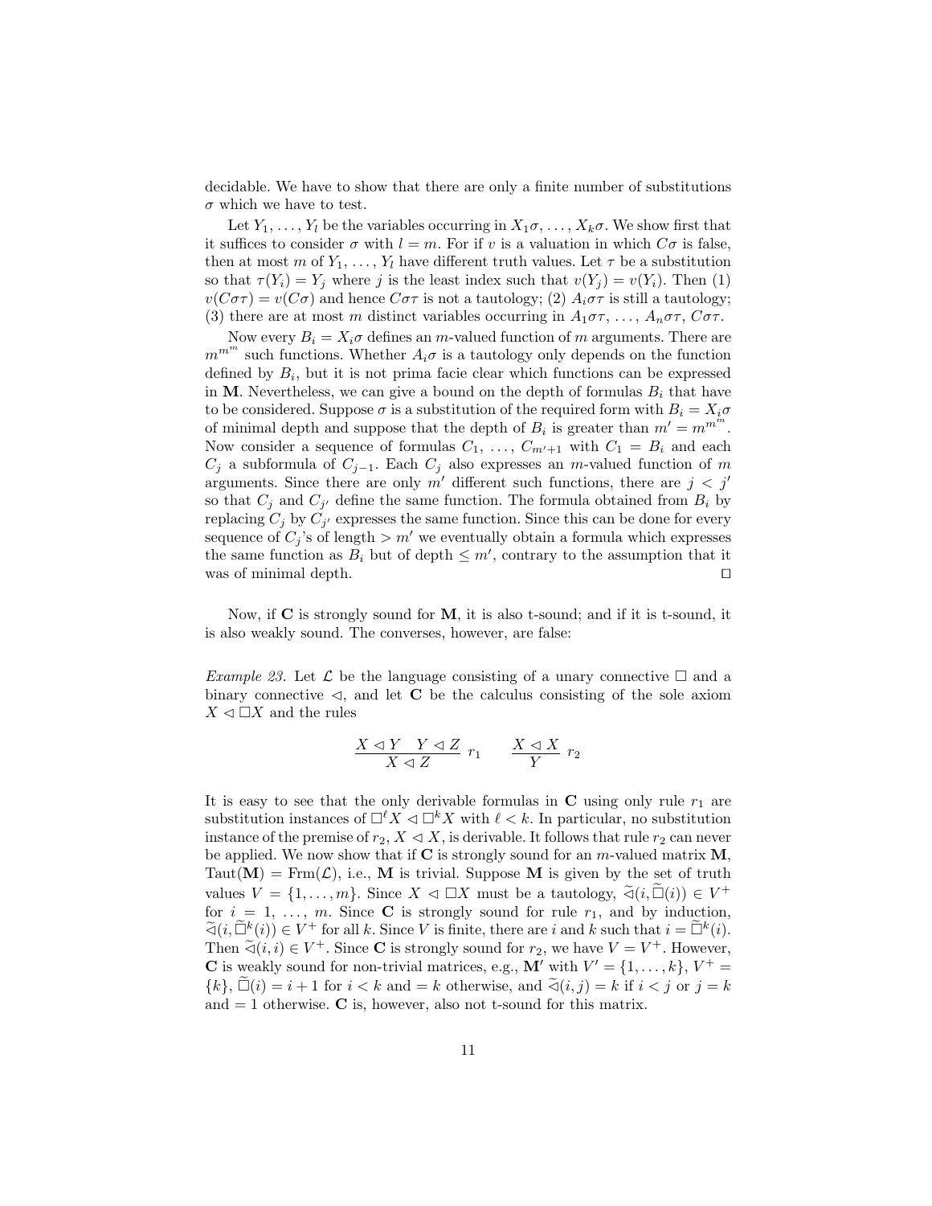decidable. We have to show that there are only a finite number of substitutions $\sigma$ which we have to test.

Let $Y_1, \ldots, Y_l$ be the variables occurring in $X_1\sigma, \ldots, X_k\sigma$. We show first that it suffices to consider $\sigma$ with $l = m$. For if $v$ is a valuation in which $C\sigma$ is false, then at most $m$ of $Y_1, \ldots, Y_l$ have different truth values. Let $\tau$ be a substitution so that $\tau(Y_i) = Y_j$ where $j$ is the least index such that $v(Y_j) = v(Y_i)$. Then (1) $v(C\sigma\tau) = v(C\sigma)$ and hence $C\sigma\tau$ is not a tautology; (2) $A_i\sigma\tau$ is still a tautology; (3) there are at most $m$ distinct variables occurring in $A_1\sigma\tau, \ldots, A_n\sigma\tau, C\sigma\tau$.

Now every $B_i = X_i\sigma$ defines an $m$-valued function of $m$ arguments. There are $m^{m^m}$ such functions. Whether $A_i\sigma$ is a tautology only depends on the function defined by $B_i$, but it is not prima facie clear which functions can be expressed in **M**. Nevertheless, we can give a bound on the depth of formulas $B_i$ that have to be considered. Suppose $\sigma$ is a substitution of the required form with $B_i = X_i\sigma$ of minimal depth and suppose that the depth of $B_i$ is greater than $m' = m^{m^m}$. Now consider a sequence of formulas $C_1, \ldots, C_{m'+1}$ with $C_1 = B_i$ and each $C_j$ a subformula of $C_{j-1}$. Each $C_j$ also expresses an $m$-valued function of $m$ arguments. Since there are only $m'$ different such functions, there are $j < j'$ so that $C_j$ and $C_{j'}$ define the same function. The formula obtained from $B_i$ by replacing $C_j$ by $C_{j'}$ expresses the same function. Since this can be done for every sequence of $C_j$'s of length $> m'$ we eventually obtain a formula which expresses the same function as $B_i$ but of depth $\leq m'$, contrary to the assumption that it was of minimal depth. $\square$

Now, if **C** is strongly sound for **M**, it is also t-sound; and if it is t-sound, it is also weakly sound. The converses, however, are false:

*Example 23.* Let $\mathcal{L}$ be the language consisting of a unary connective $\Box$ and a binary connective $\lhd$, and let **C** be the calculus consisting of the sole axiom $X \lhd \Box X$ and the rules

$$\frac{X \lhd Y \quad Y \lhd Z}{X \lhd Z}\ r_1 \qquad \frac{X \lhd X}{Y}\ r_2$$

It is easy to see that the only derivable formulas in **C** using only rule $r_1$ are substitution instances of $\Box^\ell X \lhd \Box^k X$ with $\ell < k$. In particular, no substitution instance of the premise of $r_2$, $X \lhd X$, is derivable. It follows that rule $r_2$ can never be applied. We now show that if **C** is strongly sound for an $m$-valued matrix **M**, $\mathrm{Taut}(\mathbf{M}) = \mathrm{Frm}(\mathcal{L})$, i.e., **M** is trivial. Suppose **M** is given by the set of truth values $V = \{1, \ldots, m\}$. Since $X \lhd \Box X$ must be a tautology, $\widetilde{\lhd}(i, \widetilde{\Box}(i)) \in V^+$ for $i = 1, \ldots, m$. Since **C** is strongly sound for rule $r_1$, and by induction, $\widetilde{\lhd}(i, \widetilde{\Box}^k(i)) \in V^+$ for all $k$. Since $V$ is finite, there are $i$ and $k$ such that $i = \widetilde{\Box}^k(i)$. Then $\widetilde{\lhd}(i, i) \in V^+$. Since **C** is strongly sound for $r_2$, we have $V = V^+$. However, **C** is weakly sound for non-trivial matrices, e.g., $\mathbf{M}'$ with $V' = \{1, \ldots, k\}$, $V^+ = \{k\}$, $\widetilde{\Box}(i) = i + 1$ for $i < k$ and $= k$ otherwise, and $\widetilde{\lhd}(i, j) = k$ if $i < j$ or $j = k$ and $= 1$ otherwise. **C** is, however, also not t-sound for this matrix.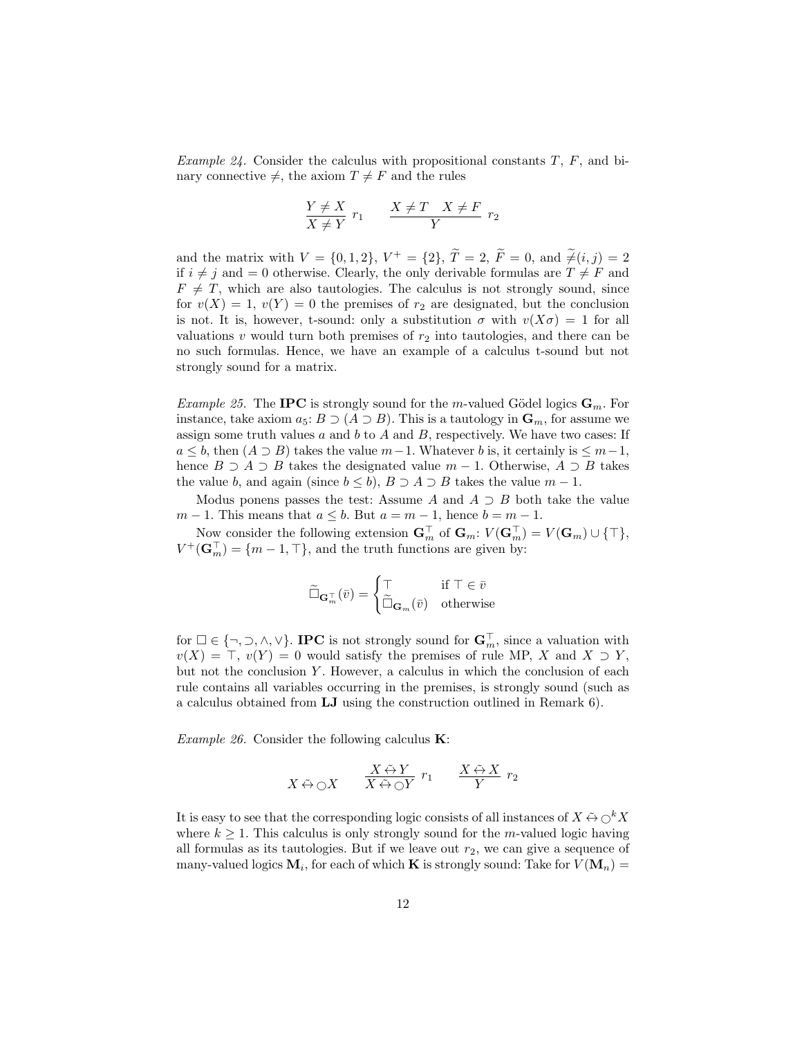*Example 24.* Consider the calculus with propositional constants $T$, $F$, and binary connective $\neq$, the axiom $T \neq F$ and the rules

$$\frac{Y \neq X}{X \neq Y}\ r_1 \qquad \frac{X \neq T \quad X \neq F}{Y}\ r_2$$

and the matrix with $V = \{0, 1, 2\}$, $V^+ = \{2\}$, $\widetilde{T} = 2$, $\widetilde{F} = 0$, and $\widetilde{\neq}(i, j) = 2$ if $i \neq j$ and $= 0$ otherwise. Clearly, the only derivable formulas are $T \neq F$ and $F \neq T$, which are also tautologies. The calculus is not strongly sound, since for $v(X) = 1$, $v(Y) = 0$ the premises of $r_2$ are designated, but the conclusion is not. It is, however, t-sound: only a substitution $\sigma$ with $v(X\sigma) = 1$ for all valuations $v$ would turn both premises of $r_2$ into tautologies, and there can be no such formulas. Hence, we have an example of a calculus t-sound but not strongly sound for a matrix.

*Example 25.* The **IPC** is strongly sound for the $m$-valued Gödel logics $\mathbf{G}_m$. For instance, take axiom $a_5$: $B \supset (A \supset B)$. This is a tautology in $\mathbf{G}_m$, for assume we assign some truth values $a$ and $b$ to $A$ and $B$, respectively. We have two cases: If $a \leq b$, then $(A \supset B)$ takes the value $m-1$. Whatever $b$ is, it certainly is $\leq m-1$, hence $B \supset A \supset B$ takes the designated value $m-1$. Otherwise, $A \supset B$ takes the value $b$, and again (since $b \leq b$), $B \supset A \supset B$ takes the value $m-1$.

Modus ponens passes the test: Assume $A$ and $A \supset B$ both take the value $m-1$. This means that $a \leq b$. But $a = m-1$, hence $b = m-1$.

Now consider the following extension $\mathbf{G}_m^\top$ of $\mathbf{G}_m$: $V(\mathbf{G}_m^\top) = V(\mathbf{G}_m) \cup \{\top\}$, $V^+(\mathbf{G}_m^\top) = \{m-1, \top\}$, and the truth functions are given by:

$$\widetilde{\Box}_{\mathbf{G}_m^\top}(\bar{v}) = \begin{cases} \top & \text{if } \top \in \bar{v} \\ \widetilde{\Box}_{\mathbf{G}_m}(\bar{v}) & \text{otherwise} \end{cases}$$

for $\Box \in \{\neg, \supset, \wedge, \vee\}$. **IPC** is not strongly sound for $\mathbf{G}_m^\top$, since a valuation with $v(X) = \top$, $v(Y) = 0$ would satisfy the premises of rule MP, $X$ and $X \supset Y$, but not the conclusion $Y$. However, a calculus in which the conclusion of each rule contains all variables occurring in the premises, is strongly sound (such as a calculus obtained from **LJ** using the construction outlined in Remark 6).

*Example 26.* Consider the following calculus **K**:

$$X \mathrel{\tilde{\leftrightarrow}} \bigcirc X \qquad \frac{X \mathrel{\tilde{\leftrightarrow}} Y}{X \mathrel{\tilde{\leftrightarrow}} \bigcirc Y}\ r_1 \qquad \frac{X \mathrel{\tilde{\leftrightarrow}} X}{Y}\ r_2$$

It is easy to see that the corresponding logic consists of all instances of $X \mathrel{\tilde{\leftrightarrow}} \bigcirc^k X$ where $k \geq 1$. This calculus is only strongly sound for the $m$-valued logic having all formulas as its tautologies. But if we leave out $r_2$, we can give a sequence of many-valued logics $\mathbf{M}_i$, for each of which **K** is strongly sound: Take for $V(\mathbf{M}_n) =$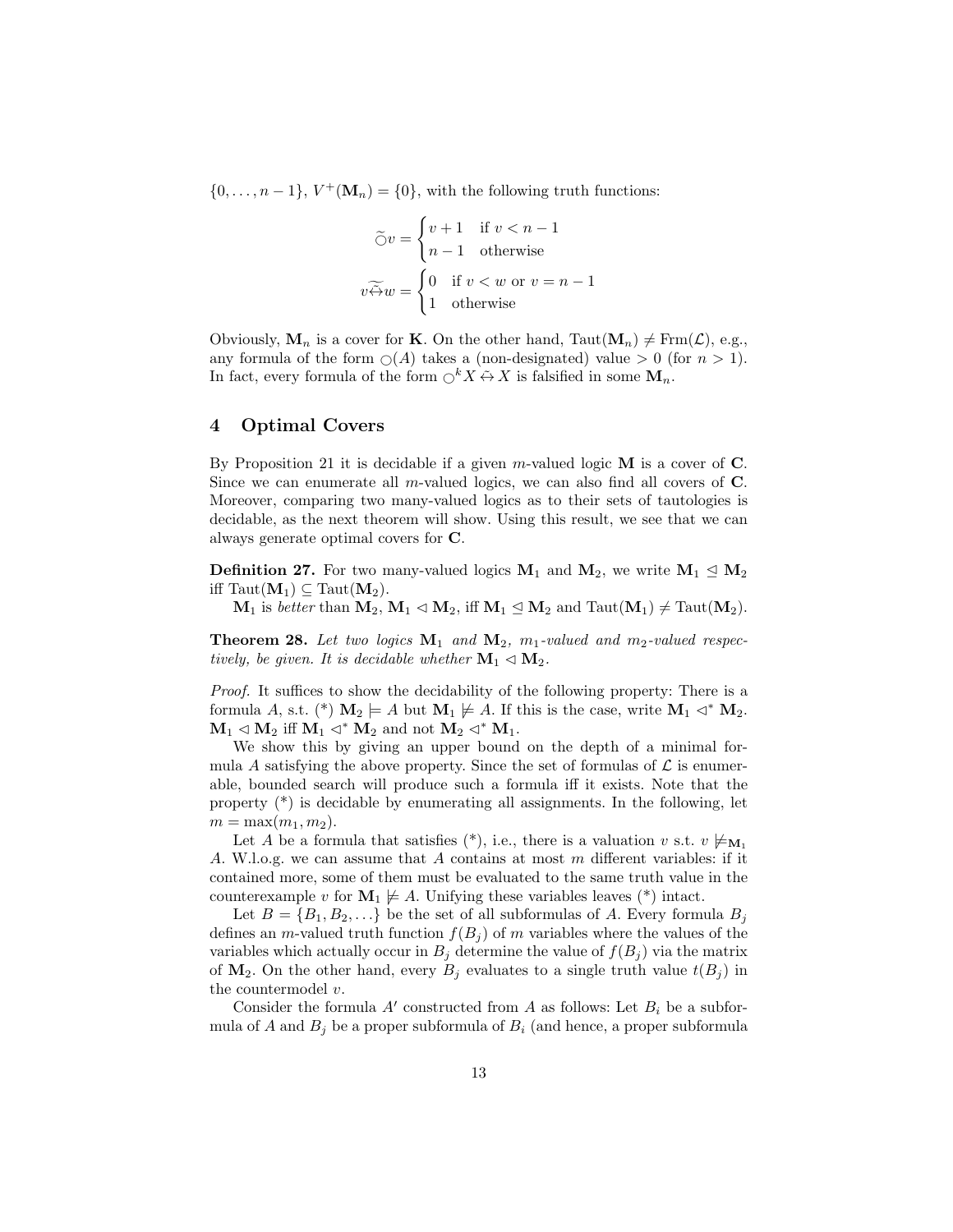$\{0, \ldots, n-1\}$, $V^+(\mathbf{M}_n) = \{0\}$, with the following truth functions:

$$\widetilde{\bigcirc} v = \begin{cases} v+1 & \text{if } v < n-1 \\ n-1 & \text{otherwise} \end{cases}$$

$$v \widetilde{\leftrightarrow} w = \begin{cases} 0 & \text{if } v < w \text{ or } v = n-1 \\ 1 & \text{otherwise} \end{cases}$$

Obviously, $\mathbf{M}_n$ is a cover for $\mathbf{K}$. On the other hand, $\mathrm{Taut}(\mathbf{M}_n) \neq \mathrm{Frm}(\mathcal{L})$, e.g., any formula of the form $\bigcirc(A)$ takes a (non-designated) value $> 0$ (for $n > 1$). In fact, every formula of the form $\bigcirc^k X \leftrightarrow X$ is falsified in some $\mathbf{M}_n$.

## 4 Optimal Covers

By Proposition 21 it is decidable if a given $m$-valued logic $\mathbf{M}$ is a cover of $\mathbf{C}$. Since we can enumerate all $m$-valued logics, we can also find all covers of $\mathbf{C}$. Moreover, comparing two many-valued logics as to their sets of tautologies is decidable, as the next theorem will show. Using this result, we see that we can always generate optimal covers for $\mathbf{C}$.

**Definition 27.** For two many-valued logics $\mathbf{M}_1$ and $\mathbf{M}_2$, we write $\mathbf{M}_1 \trianglelefteq \mathbf{M}_2$ iff $\mathrm{Taut}(\mathbf{M}_1) \subseteq \mathrm{Taut}(\mathbf{M}_2)$.

$\mathbf{M}_1$ is *better* than $\mathbf{M}_2$, $\mathbf{M}_1 \triangleleft \mathbf{M}_2$, iff $\mathbf{M}_1 \trianglelefteq \mathbf{M}_2$ and $\mathrm{Taut}(\mathbf{M}_1) \neq \mathrm{Taut}(\mathbf{M}_2)$.

**Theorem 28.** *Let two logics $\mathbf{M}_1$ and $\mathbf{M}_2$, $m_1$-valued and $m_2$-valued respectively, be given. It is decidable whether $\mathbf{M}_1 \triangleleft \mathbf{M}_2$.*

*Proof.* It suffices to show the decidability of the following property: There is a formula $A$, s.t. (*) $\mathbf{M}_2 \models A$ but $\mathbf{M}_1 \not\models A$. If this is the case, write $\mathbf{M}_1 \triangleleft^* \mathbf{M}_2$. $\mathbf{M}_1 \triangleleft \mathbf{M}_2$ iff $\mathbf{M}_1 \triangleleft^* \mathbf{M}_2$ and not $\mathbf{M}_2 \triangleleft^* \mathbf{M}_1$.

We show this by giving an upper bound on the depth of a minimal formula $A$ satisfying the above property. Since the set of formulas of $\mathcal{L}$ is enumerable, bounded search will produce such a formula iff it exists. Note that the property (*) is decidable by enumerating all assignments. In the following, let $m = \max(m_1, m_2)$.

Let $A$ be a formula that satisfies (*), i.e., there is a valuation $v$ s.t. $v \not\models_{\mathbf{M}_1} A$. W.l.o.g. we can assume that $A$ contains at most $m$ different variables: if it contained more, some of them must be evaluated to the same truth value in the counterexample $v$ for $\mathbf{M}_1 \not\models A$. Unifying these variables leaves (*) intact.

Let $B = \{B_1, B_2, \ldots\}$ be the set of all subformulas of $A$. Every formula $B_j$ defines an $m$-valued truth function $f(B_j)$ of $m$ variables where the values of the variables which actually occur in $B_j$ determine the value of $f(B_j)$ via the matrix of $\mathbf{M}_2$. On the other hand, every $B_j$ evaluates to a single truth value $t(B_j)$ in the countermodel $v$.

Consider the formula $A'$ constructed from $A$ as follows: Let $B_i$ be a subformula of $A$ and $B_j$ be a proper subformula of $B_i$ (and hence, a proper subformula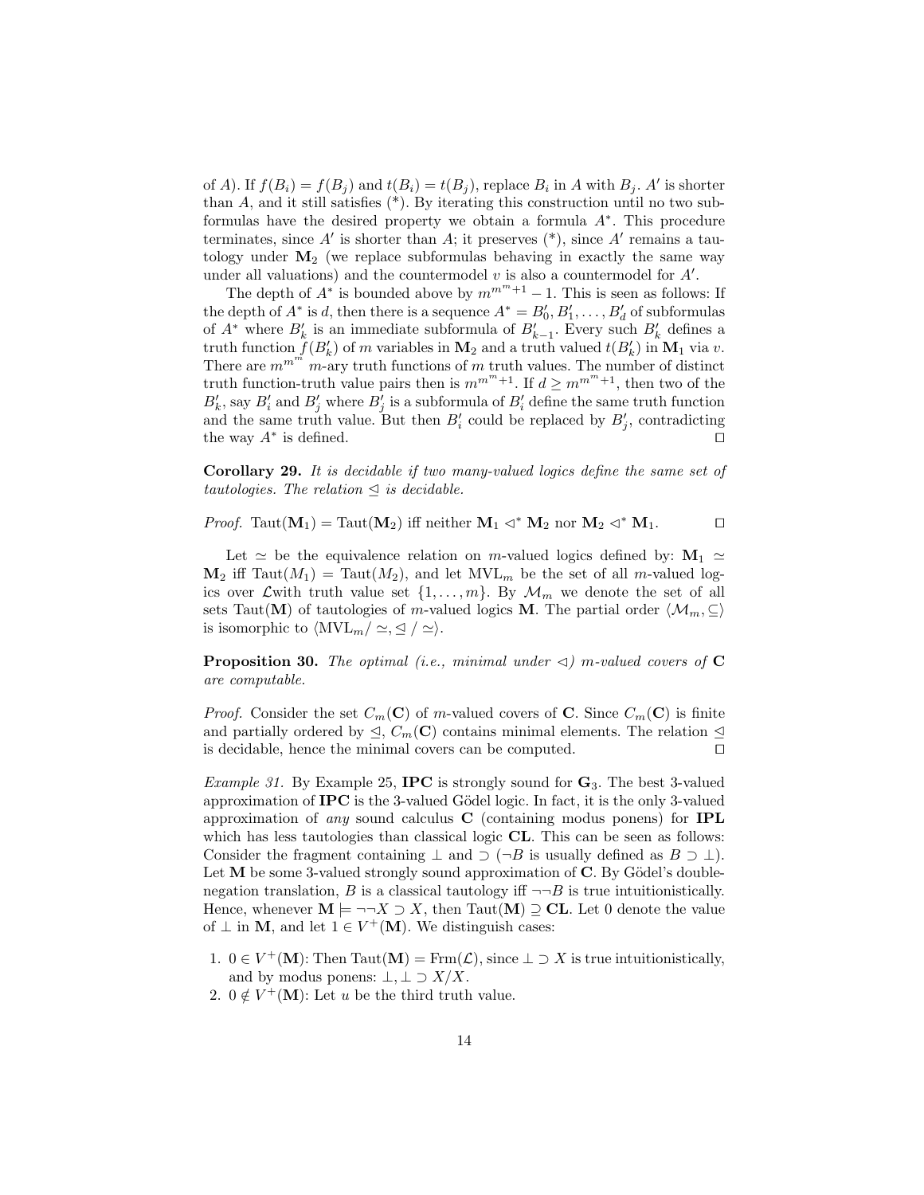of $A$). If $f(B_i) = f(B_j)$ and $t(B_i) = t(B_j)$, replace $B_i$ in $A$ with $B_j$. $A'$ is shorter than $A$, and it still satisfies (*). By iterating this construction until no two subformulas have the desired property we obtain a formula $A^*$. This procedure terminates, since $A'$ is shorter than $A$; it preserves (*), since $A'$ remains a tautology under $\mathbf{M}_2$ (we replace subformulas behaving in exactly the same way under all valuations) and the countermodel $v$ is also a countermodel for $A'$.

The depth of $A^*$ is bounded above by $m^{m^m+1} - 1$. This is seen as follows: If the depth of $A^*$ is $d$, then there is a sequence $A^* = B'_0, B'_1, \ldots, B'_d$ of subformulas of $A^*$ where $B'_k$ is an immediate subformula of $B'_{k-1}$. Every such $B'_k$ defines a truth function $f(B'_k)$ of $m$ variables in $\mathbf{M}_2$ and a truth valued $t(B'_k)$ in $\mathbf{M}_1$ via $v$. There are $m^{m^m}$ $m$-ary truth functions of $m$ truth values. The number of distinct truth function-truth value pairs then is $m^{m^m+1}$. If $d \geq m^{m^m+1}$, then two of the $B'_k$, say $B'_i$ and $B'_j$ where $B'_j$ is a subformula of $B'_i$ define the same truth function and the same truth value. But then $B'_i$ could be replaced by $B'_j$, contradicting the way $A^*$ is defined. □

**Corollary 29.** *It is decidable if two many-valued logics define the same set of tautologies. The relation $\trianglelefteq$ is decidable.*

*Proof.* $\text{Taut}(\mathbf{M}_1) = \text{Taut}(\mathbf{M}_2)$ iff neither $\mathbf{M}_1 \lhd^* \mathbf{M}_2$ nor $\mathbf{M}_2 \lhd^* \mathbf{M}_1$. □

Let $\simeq$ be the equivalence relation on $m$-valued logics defined by: $\mathbf{M}_1 \simeq \mathbf{M}_2$ iff $\text{Taut}(M_1) = \text{Taut}(M_2)$, and let $\text{MVL}_m$ be the set of all $m$-valued logics over $\mathcal{L}$with truth value set $\{1, \ldots, m\}$. By $\mathcal{M}_m$ we denote the set of all sets $\text{Taut}(\mathbf{M})$ of tautologies of $m$-valued logics $\mathbf{M}$. The partial order $\langle \mathcal{M}_m, \subseteq \rangle$ is isomorphic to $\langle \text{MVL}_m / \simeq, \trianglelefteq / \simeq \rangle$.

**Proposition 30.** *The optimal (i.e., minimal under $\lhd$) $m$-valued covers of* $\mathbf{C}$ *are computable.*

*Proof.* Consider the set $C_m(\mathbf{C})$ of $m$-valued covers of $\mathbf{C}$. Since $C_m(\mathbf{C})$ is finite and partially ordered by $\trianglelefteq$, $C_m(\mathbf{C})$ contains minimal elements. The relation $\trianglelefteq$ is decidable, hence the minimal covers can be computed. □

*Example 31.* By Example 25, **IPC** is strongly sound for $\mathbf{G}_3$. The best 3-valued approximation of **IPC** is the 3-valued Gödel logic. In fact, it is the only 3-valued approximation of *any* sound calculus $\mathbf{C}$ (containing modus ponens) for **IPL** which has less tautologies than classical logic **CL**. This can be seen as follows: Consider the fragment containing $\bot$ and $\supset$ ($\neg B$ is usually defined as $B \supset \bot$). Let $\mathbf{M}$ be some 3-valued strongly sound approximation of $\mathbf{C}$. By Gödel's double-negation translation, $B$ is a classical tautology iff $\neg\neg B$ is true intuitionistically. Hence, whenever $\mathbf{M} \models \neg\neg X \supset X$, then $\text{Taut}(\mathbf{M}) \supseteq \mathbf{CL}$. Let 0 denote the value of $\bot$ in $\mathbf{M}$, and let $1 \in V^+(\mathbf{M})$. We distinguish cases:

1. $0 \in V^+(\mathbf{M})$: Then $\text{Taut}(\mathbf{M}) = \text{Frm}(\mathcal{L})$, since $\bot \supset X$ is true intuitionistically, and by modus ponens: $\bot, \bot \supset X / X$.
2. $0 \notin V^+(\mathbf{M})$: Let $u$ be the third truth value.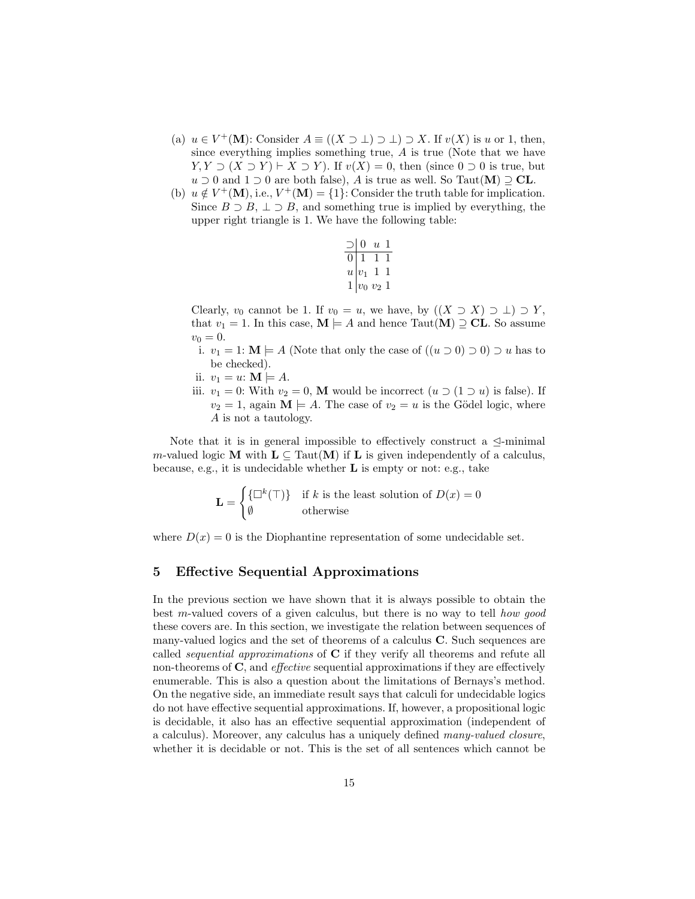(a) $u \in V^+(\mathbf{M})$: Consider $A \equiv ((X \supset \bot) \supset \bot) \supset X$. If $v(X)$ is $u$ or 1, then, since everything implies something true, $A$ is true (Note that we have $Y, Y \supset (X \supset Y) \vdash X \supset Y$). If $v(X) = 0$, then (since $0 \supset 0$ is true, but $u \supset 0$ and $1 \supset 0$ are both false), $A$ is true as well. So $\mathrm{Taut}(\mathbf{M}) \supseteq \mathbf{CL}$.

(b) $u \notin V^+(\mathbf{M})$, i.e., $V^+(\mathbf{M}) = \{1\}$: Consider the truth table for implication. Since $B \supset B$, $\bot \supset B$, and something true is implied by everything, the upper right triangle is 1. We have the following table:

| $\supset$ | 0 | $u$ | 1 |
|---|---|---|---|
| 0 | 1 | 1 | 1 |
| $u$ | $v_1$ | 1 | 1 |
| 1 | $v_0$ | $v_2$ | 1 |

Clearly, $v_0$ cannot be 1. If $v_0 = u$, we have, by $((X \supset X) \supset \bot) \supset Y$, that $v_1 = 1$. In this case, $\mathbf{M} \models A$ and hence $\mathrm{Taut}(\mathbf{M}) \supseteq \mathbf{CL}$. So assume $v_0 = 0$.

i. $v_1 = 1$: $\mathbf{M} \models A$ (Note that only the case of $((u \supset 0) \supset 0) \supset u$ has to be checked).

ii. $v_1 = u$: $\mathbf{M} \models A$.

iii. $v_1 = 0$: With $v_2 = 0$, $\mathbf{M}$ would be incorrect ($u \supset (1 \supset u)$ is false). If $v_2 = 1$, again $\mathbf{M} \models A$. The case of $v_2 = u$ is the Gödel logic, where $A$ is not a tautology.

Note that it is in general impossible to effectively construct a $\trianglelefteq$-minimal $m$-valued logic $\mathbf{M}$ with $\mathbf{L} \subseteq \mathrm{Taut}(\mathbf{M})$ if $\mathbf{L}$ is given independently of a calculus, because, e.g., it is undecidable whether $\mathbf{L}$ is empty or not: e.g., take

$$\mathbf{L} = \begin{cases} \{\Box^k(\top)\} & \text{if } k \text{ is the least solution of } D(x) = 0 \\ \emptyset & \text{otherwise} \end{cases}$$

where $D(x) = 0$ is the Diophantine representation of some undecidable set.

## 5 Effective Sequential Approximations

In the previous section we have shown that it is always possible to obtain the best $m$-valued covers of a given calculus, but there is no way to tell *how good* these covers are. In this section, we investigate the relation between sequences of many-valued logics and the set of theorems of a calculus $\mathbf{C}$. Such sequences are called *sequential approximations* of $\mathbf{C}$ if they verify all theorems and refute all non-theorems of $\mathbf{C}$, and *effective* sequential approximations if they are effectively enumerable. This is also a question about the limitations of Bernays's method. On the negative side, an immediate result says that calculi for undecidable logics do not have effective sequential approximations. If, however, a propositional logic is decidable, it also has an effective sequential approximation (independent of a calculus). Moreover, any calculus has a uniquely defined *many-valued closure*, whether it is decidable or not. This is the set of all sentences which cannot be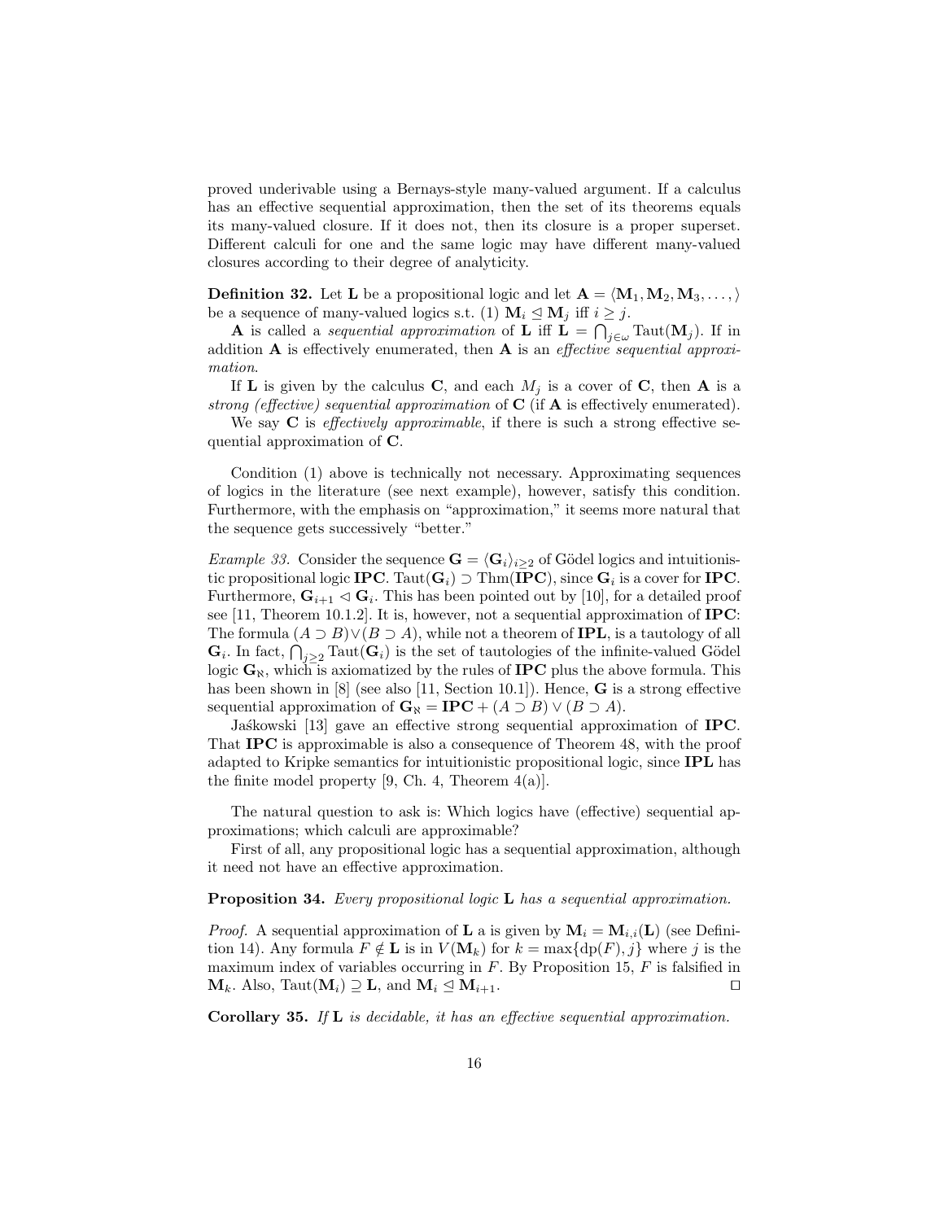proved underivable using a Bernays-style many-valued argument. If a calculus has an effective sequential approximation, then the set of its theorems equals its many-valued closure. If it does not, then its closure is a proper superset. Different calculi for one and the same logic may have different many-valued closures according to their degree of analyticity.

**Definition 32.** Let $\mathbf{L}$ be a propositional logic and let $\mathbf{A} = \langle \mathbf{M}_1, \mathbf{M}_2, \mathbf{M}_3, \dots, \rangle$ be a sequence of many-valued logics s.t. (1) $\mathbf{M}_i \trianglelefteq \mathbf{M}_j$ iff $i \geq j$.

$\mathbf{A}$ is called a *sequential approximation* of $\mathbf{L}$ iff $\mathbf{L} = \bigcap_{j \in \omega} \mathrm{Taut}(\mathbf{M}_j)$. If in addition $\mathbf{A}$ is effectively enumerated, then $\mathbf{A}$ is an *effective sequential approximation*.

If $\mathbf{L}$ is given by the calculus $\mathbf{C}$, and each $M_j$ is a cover of $\mathbf{C}$, then $\mathbf{A}$ is a *strong (effective) sequential approximation* of $\mathbf{C}$ (if $\mathbf{A}$ is effectively enumerated).

We say $\mathbf{C}$ is *effectively approximable*, if there is such a strong effective sequential approximation of $\mathbf{C}$.

Condition (1) above is technically not necessary. Approximating sequences of logics in the literature (see next example), however, satisfy this condition. Furthermore, with the emphasis on "approximation," it seems more natural that the sequence gets successively "better."

*Example 33.* Consider the sequence $\mathbf{G} = \langle \mathbf{G}_i \rangle_{i \geq 2}$ of Gödel logics and intuitionistic propositional logic $\mathbf{IPC}$. $\mathrm{Taut}(\mathbf{G}_i) \supset \mathrm{Thm}(\mathbf{IPC})$, since $\mathbf{G}_i$ is a cover for $\mathbf{IPC}$. Furthermore, $\mathbf{G}_{i+1} \lhd \mathbf{G}_i$. This has been pointed out by [10], for a detailed proof see [11, Theorem 10.1.2]. It is, however, not a sequential approximation of $\mathbf{IPC}$: The formula $(A \supset B) \vee (B \supset A)$, while not a theorem of $\mathbf{IPL}$, is a tautology of all $\mathbf{G}_i$. In fact, $\bigcap_{j \geq 2} \mathrm{Taut}(\mathbf{G}_i)$ is the set of tautologies of the infinite-valued Gödel logic $\mathbf{G}_\aleph$, which is axiomatized by the rules of $\mathbf{IPC}$ plus the above formula. This has been shown in [8] (see also [11, Section 10.1]). Hence, $\mathbf{G}$ is a strong effective sequential approximation of $\mathbf{G}_\aleph = \mathbf{IPC} + (A \supset B) \vee (B \supset A)$.

Jaśkowski [13] gave an effective strong sequential approximation of $\mathbf{IPC}$. That $\mathbf{IPC}$ is approximable is also a consequence of Theorem 48, with the proof adapted to Kripke semantics for intuitionistic propositional logic, since $\mathbf{IPL}$ has the finite model property [9, Ch. 4, Theorem 4(a)].

The natural question to ask is: Which logics have (effective) sequential approximations; which calculi are approximable?

First of all, any propositional logic has a sequential approximation, although it need not have an effective approximation.

**Proposition 34.** *Every propositional logic* $\mathbf{L}$ *has a sequential approximation.*

*Proof.* A sequential approximation of $\mathbf{L}$ a is given by $\mathbf{M}_i = \mathbf{M}_{i,i}(\mathbf{L})$ (see Definition 14). Any formula $F \notin \mathbf{L}$ is in $V(\mathbf{M}_k)$ for $k = \max\{\mathrm{dp}(F), j\}$ where $j$ is the maximum index of variables occurring in $F$. By Proposition 15, $F$ is falsified in $\mathbf{M}_k$. Also, $\mathrm{Taut}(\mathbf{M}_i) \supseteq \mathbf{L}$, and $\mathbf{M}_i \trianglelefteq \mathbf{M}_{i+1}$. ☐

**Corollary 35.** *If* $\mathbf{L}$ *is decidable, it has an effective sequential approximation.*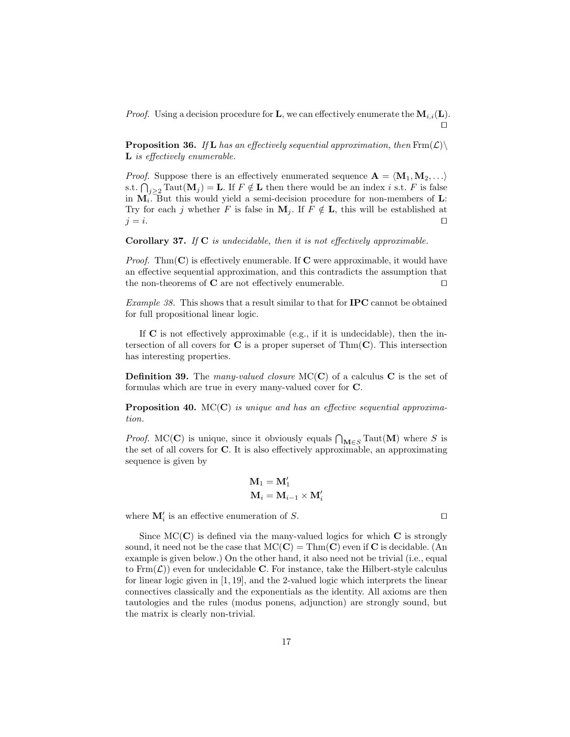*Proof.* Using a decision procedure for **L**, we can effectively enumerate the $\mathbf{M}_{i,i}(\mathbf{L})$. □

**Proposition 36.** *If* **L** *has an effectively sequential approximation, then* $\mathrm{Frm}(\mathcal{L}) \setminus$ **L** *is effectively enumerable.*

*Proof.* Suppose there is an effectively enumerated sequence $\mathbf{A} = \langle \mathbf{M}_1, \mathbf{M}_2, \ldots \rangle$ s.t. $\bigcap_{j \geq 2} \mathrm{Taut}(\mathbf{M}_j) = \mathbf{L}$. If $F \notin \mathbf{L}$ then there would be an index $i$ s.t. $F$ is false in $\mathbf{M}_i$. But this would yield a semi-decision procedure for non-members of **L**: Try for each $j$ whether $F$ is false in $\mathbf{M}_j$. If $F \notin \mathbf{L}$, this will be established at $j = i$. □

**Corollary 37.** *If* **C** *is undecidable, then it is not effectively approximable.*

*Proof.* $\mathrm{Thm}(\mathbf{C})$ is effectively enumerable. If **C** were approximable, it would have an effective sequential approximation, and this contradicts the assumption that the non-theorems of **C** are not effectively enumerable. □

*Example 38.* This shows that a result similar to that for **IPC** cannot be obtained for full propositional linear logic.

If **C** is not effectively approximable (e.g., if it is undecidable), then the intersection of all covers for **C** is a proper superset of $\mathrm{Thm}(\mathbf{C})$. This intersection has interesting properties.

**Definition 39.** The *many-valued closure* $\mathrm{MC}(\mathbf{C})$ of a calculus **C** is the set of formulas which are true in every many-valued cover for **C**.

**Proposition 40.** $\mathrm{MC}(\mathbf{C})$ *is unique and has an effective sequential approximation.*

*Proof.* $\mathrm{MC}(\mathbf{C})$ is unique, since it obviously equals $\bigcap_{\mathbf{M} \in S} \mathrm{Taut}(\mathbf{M})$ where $S$ is the set of all covers for **C**. It is also effectively approximable, an approximating sequence is given by

$$\mathbf{M}_1 = \mathbf{M}'_1$$
$$\mathbf{M}_i = \mathbf{M}_{i-1} \times \mathbf{M}'_i$$

where $\mathbf{M}'_i$ is an effective enumeration of $S$. □

Since $\mathrm{MC}(\mathbf{C})$ is defined via the many-valued logics for which **C** is strongly sound, it need not be the case that $\mathrm{MC}(\mathbf{C}) = \mathrm{Thm}(\mathbf{C})$ even if **C** is decidable. (An example is given below.) On the other hand, it also need not be trivial (i.e., equal to $\mathrm{Frm}(\mathcal{L})$) even for undecidable **C**. For instance, take the Hilbert-style calculus for linear logic given in [1, 19], and the 2-valued logic which interprets the linear connectives classically and the exponentials as the identity. All axioms are then tautologies and the rules (modus ponens, adjunction) are strongly sound, but the matrix is clearly non-trivial.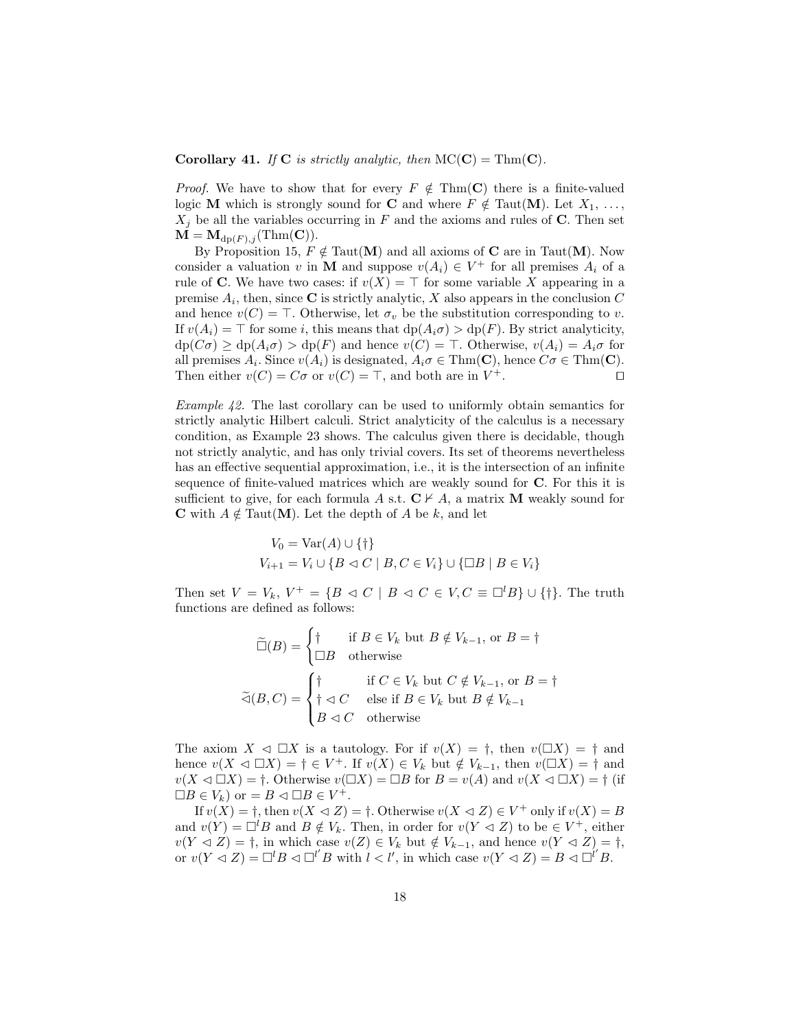**Corollary 41.** *If* $\mathbf{C}$ *is strictly analytic, then* $\mathrm{MC}(\mathbf{C}) = \mathrm{Thm}(\mathbf{C})$.

*Proof.* We have to show that for every $F \notin \mathrm{Thm}(\mathbf{C})$ there is a finite-valued logic $\mathbf{M}$ which is strongly sound for $\mathbf{C}$ and where $F \notin \mathrm{Taut}(\mathbf{M})$. Let $X_1, \ldots, X_j$ be all the variables occurring in $F$ and the axioms and rules of $\mathbf{C}$. Then set $\mathbf{M} = \mathbf{M}_{\mathrm{dp}(F),j}(\mathrm{Thm}(\mathbf{C}))$.

By Proposition 15, $F \notin \mathrm{Taut}(\mathbf{M})$ and all axioms of $\mathbf{C}$ are in $\mathrm{Taut}(\mathbf{M})$. Now consider a valuation $v$ in $\mathbf{M}$ and suppose $v(A_i) \in V^+$ for all premises $A_i$ of a rule of $\mathbf{C}$. We have two cases: if $v(X) = \top$ for some variable $X$ appearing in a premise $A_i$, then, since $\mathbf{C}$ is strictly analytic, $X$ also appears in the conclusion $C$ and hence $v(C) = \top$. Otherwise, let $\sigma_v$ be the substitution corresponding to $v$. If $v(A_i) = \top$ for some $i$, this means that $\mathrm{dp}(A_i\sigma) > \mathrm{dp}(F)$. By strict analyticity, $\mathrm{dp}(C\sigma) \geq \mathrm{dp}(A_i\sigma) > \mathrm{dp}(F)$ and hence $v(C) = \top$. Otherwise, $v(A_i) = A_i\sigma$ for all premises $A_i$. Since $v(A_i)$ is designated, $A_i\sigma \in \mathrm{Thm}(\mathbf{C})$, hence $C\sigma \in \mathrm{Thm}(\mathbf{C})$. Then either $v(C) = C\sigma$ or $v(C) = \top$, and both are in $V^+$. ◻

*Example 42.* The last corollary can be used to uniformly obtain semantics for strictly analytic Hilbert calculi. Strict analyticity of the calculus is a necessary condition, as Example 23 shows. The calculus given there is decidable, though not strictly analytic, and has only trivial covers. Its set of theorems nevertheless has an effective sequential approximation, i.e., it is the intersection of an infinite sequence of finite-valued matrices which are weakly sound for $\mathbf{C}$. For this it is sufficient to give, for each formula $A$ s.t. $\mathbf{C} \nvdash A$, a matrix $\mathbf{M}$ weakly sound for $\mathbf{C}$ with $A \notin \mathrm{Taut}(\mathbf{M})$. Let the depth of $A$ be $k$, and let

$$
\begin{aligned}
V_0 &= \mathrm{Var}(A) \cup \{\dagger\} \\
V_{i+1} &= V_i \cup \{B \lhd C \mid B, C \in V_i\} \cup \{\Box B \mid B \in V_i\}
\end{aligned}
$$

Then set $V = V_k$, $V^+ = \{B \lhd C \mid B \lhd C \in V, C \equiv \Box^l B\} \cup \{\dagger\}$. The truth functions are defined as follows:

$$
\widetilde{\Box}(B) = \begin{cases} \dagger & \text{if } B \in V_k \text{ but } B \notin V_{k-1}, \text{ or } B = \dagger \\ \Box B & \text{otherwise} \end{cases}
$$

$$
\widetilde{\lhd}(B, C) = \begin{cases} \dagger & \text{if } C \in V_k \text{ but } C \notin V_{k-1}, \text{ or } B = \dagger \\ \dagger \lhd C & \text{else if } B \in V_k \text{ but } B \notin V_{k-1} \\ B \lhd C & \text{otherwise} \end{cases}
$$

The axiom $X \lhd \Box X$ is a tautology. For if $v(X) = \dagger$, then $v(\Box X) = \dagger$ and hence $v(X \lhd \Box X) = \dagger \in V^+$. If $v(X) \in V_k$ but $\notin V_{k-1}$, then $v(\Box X) = \dagger$ and $v(X \lhd \Box X) = \dagger$. Otherwise $v(\Box X) = \Box B$ for $B = v(A)$ and $v(X \lhd \Box X) = \dagger$ (if $\Box B \in V_k$) or $= B \lhd \Box B \in V^+$.

If $v(X) = \dagger$, then $v(X \lhd Z) = \dagger$. Otherwise $v(X \lhd Z) \in V^+$ only if $v(X) = B$ and $v(Y) = \Box^l B$ and $B \notin V_k$. Then, in order for $v(Y \lhd Z)$ to be $\in V^+$, either $v(Y \lhd Z) = \dagger$, in which case $v(Z) \in V_k$ but $\notin V_{k-1}$, and hence $v(Y \lhd Z) = \dagger$, or $v(Y \lhd Z) = \Box^l B \lhd \Box^{l'} B$ with $l < l'$, in which case $v(Y \lhd Z) = B \lhd \Box^{l'} B$.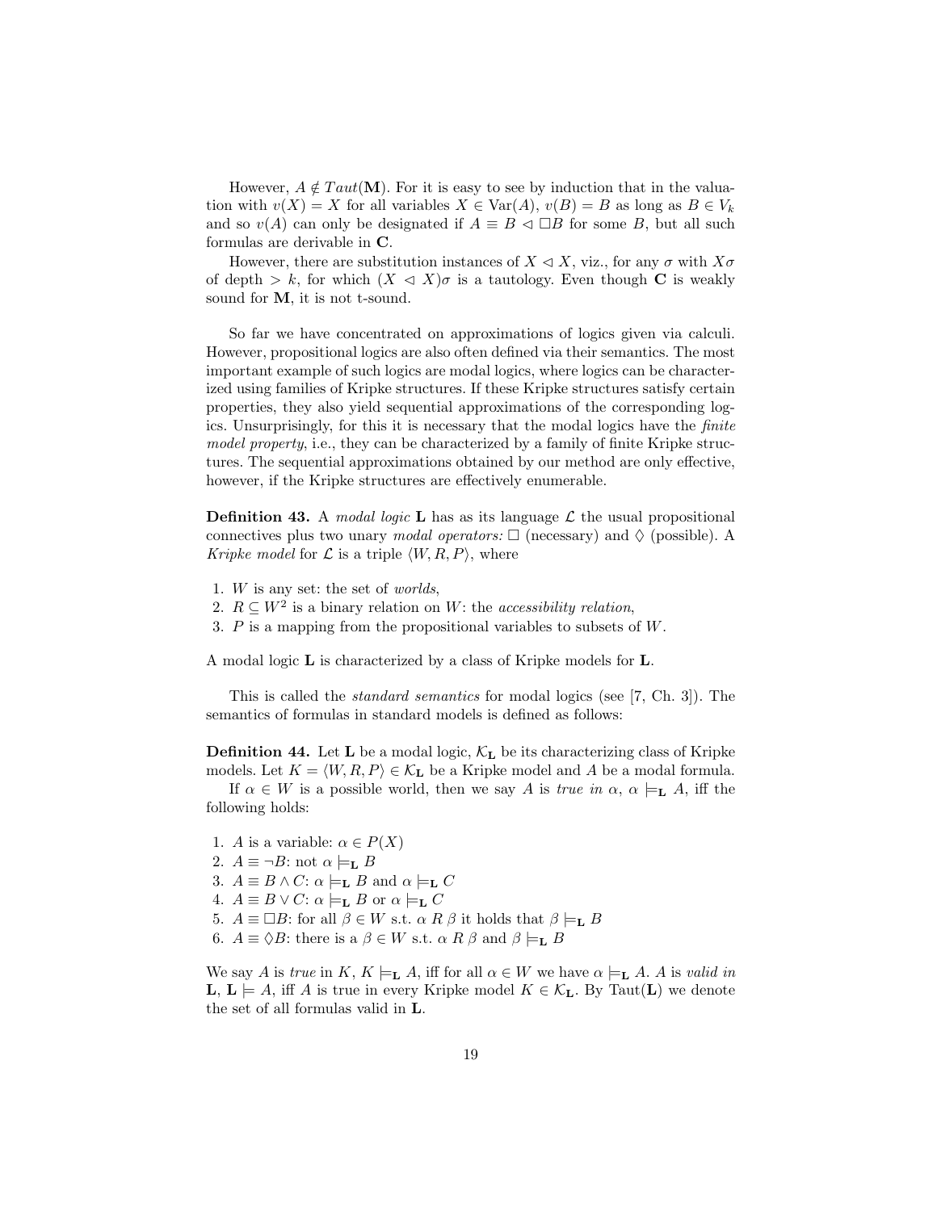However, $A \notin Taut(\mathbf{M})$. For it is easy to see by induction that in the valuation with $v(X) = X$ for all variables $X \in \mathrm{Var}(A)$, $v(B) = B$ as long as $B \in V_k$ and so $v(A)$ can only be designated if $A \equiv B \lhd \Box B$ for some $B$, but all such formulas are derivable in $\mathbf{C}$.

However, there are substitution instances of $X \lhd X$, viz., for any $\sigma$ with $X\sigma$ of depth $> k$, for which $(X \lhd X)\sigma$ is a tautology. Even though $\mathbf{C}$ is weakly sound for $\mathbf{M}$, it is not t-sound.

So far we have concentrated on approximations of logics given via calculi. However, propositional logics are also often defined via their semantics. The most important example of such logics are modal logics, where logics can be characterized using families of Kripke structures. If these Kripke structures satisfy certain properties, they also yield sequential approximations of the corresponding logics. Unsurprisingly, for this it is necessary that the modal logics have the *finite model property*, i.e., they can be characterized by a family of finite Kripke structures. The sequential approximations obtained by our method are only effective, however, if the Kripke structures are effectively enumerable.

**Definition 43.** A *modal logic* $\mathbf{L}$ has as its language $\mathcal{L}$ the usual propositional connectives plus two unary *modal operators:* $\Box$ (necessary) and $\Diamond$ (possible). A *Kripke model* for $\mathcal{L}$ is a triple $\langle W, R, P \rangle$, where

1. $W$ is any set: the set of *worlds*,
2. $R \subseteq W^2$ is a binary relation on $W$: the *accessibility relation*,
3. $P$ is a mapping from the propositional variables to subsets of $W$.

A modal logic $\mathbf{L}$ is characterized by a class of Kripke models for $\mathbf{L}$.

This is called the *standard semantics* for modal logics (see [7, Ch. 3]). The semantics of formulas in standard models is defined as follows:

**Definition 44.** Let $\mathbf{L}$ be a modal logic, $\mathcal{K}_{\mathbf{L}}$ be its characterizing class of Kripke models. Let $K = \langle W, R, P \rangle \in \mathcal{K}_{\mathbf{L}}$ be a Kripke model and $A$ be a modal formula.

If $\alpha \in W$ is a possible world, then we say $A$ is *true in* $\alpha$, $\alpha \models_{\mathbf{L}} A$, iff the following holds:

1. $A$ is a variable: $\alpha \in P(X)$
2. $A \equiv \neg B$: not $\alpha \models_{\mathbf{L}} B$
3. $A \equiv B \land C$: $\alpha \models_{\mathbf{L}} B$ and $\alpha \models_{\mathbf{L}} C$
4. $A \equiv B \lor C$: $\alpha \models_{\mathbf{L}} B$ or $\alpha \models_{\mathbf{L}} C$
5. $A \equiv \Box B$: for all $\beta \in W$ s.t. $\alpha \mathrel{R} \beta$ it holds that $\beta \models_{\mathbf{L}} B$
6. $A \equiv \Diamond B$: there is a $\beta \in W$ s.t. $\alpha \mathrel{R} \beta$ and $\beta \models_{\mathbf{L}} B$

We say $A$ is *true* in $K$, $K \models_{\mathbf{L}} A$, iff for all $\alpha \in W$ we have $\alpha \models_{\mathbf{L}} A$. $A$ is *valid in* $\mathbf{L}$, $\mathbf{L} \models A$, iff $A$ is true in every Kripke model $K \in \mathcal{K}_{\mathbf{L}}$. By $\mathrm{Taut}(\mathbf{L})$ we denote the set of all formulas valid in $\mathbf{L}$.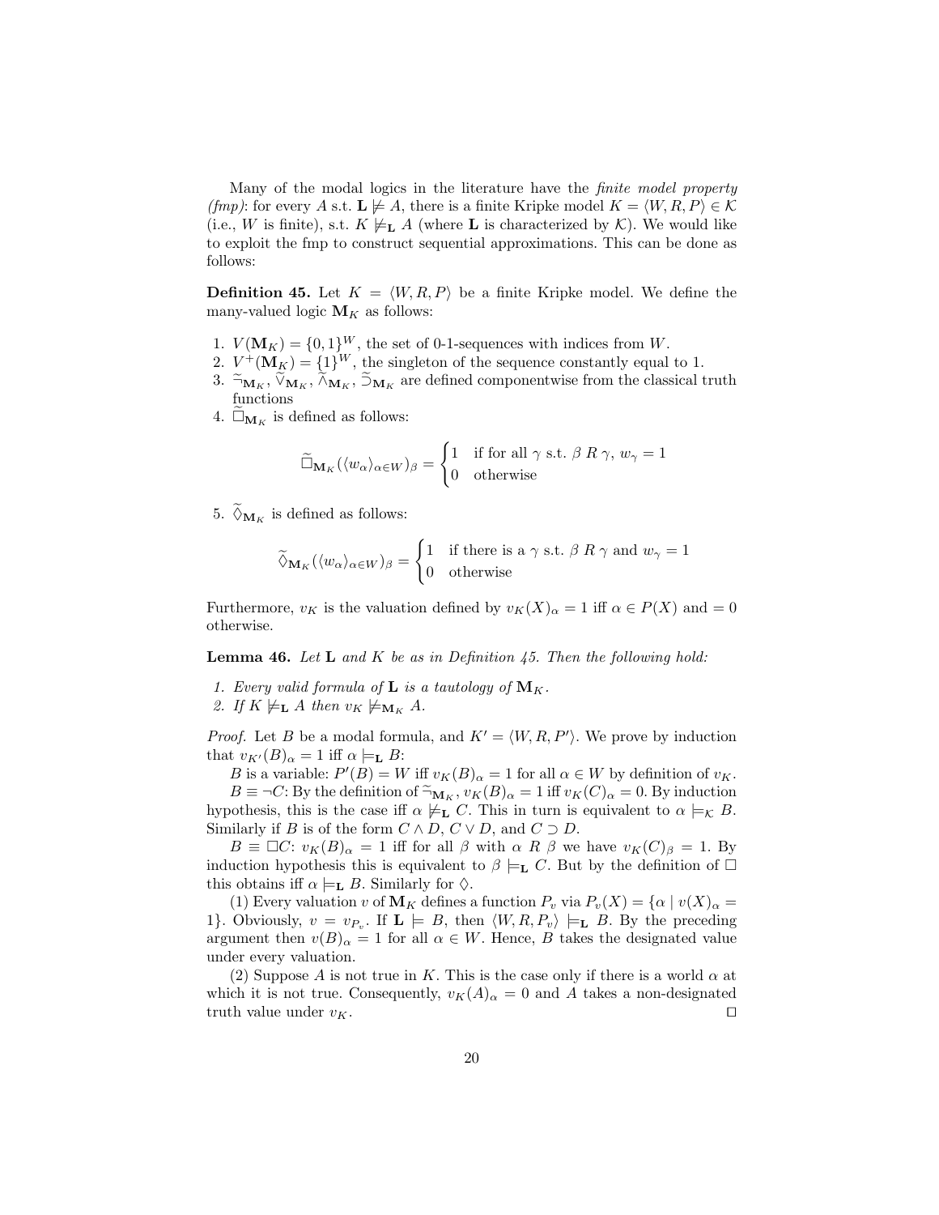Many of the modal logics in the literature have the *finite model property (fmp)*: for every $A$ s.t. $\mathbf{L} \not\models A$, there is a finite Kripke model $K = \langle W, R, P \rangle \in \mathcal{K}$ (i.e., $W$ is finite), s.t. $K \not\models_{\mathbf{L}} A$ (where $\mathbf{L}$ is characterized by $\mathcal{K}$). We would like to exploit the fmp to construct sequential approximations. This can be done as follows:

**Definition 45.** Let $K = \langle W, R, P \rangle$ be a finite Kripke model. We define the many-valued logic $\mathbf{M}_K$ as follows:

1. $V(\mathbf{M}_K) = \{0, 1\}^W$, the set of 0-1-sequences with indices from $W$.
2. $V^+(\mathbf{M}_K) = \{1\}^W$, the singleton of the sequence constantly equal to 1.
3. $\widetilde{\neg}_{\mathbf{M}_K}$, $\widetilde{\vee}_{\mathbf{M}_K}$, $\widetilde{\wedge}_{\mathbf{M}_K}$, $\widetilde{\supset}_{\mathbf{M}_K}$ are defined componentwise from the classical truth functions
4. $\widetilde{\Box}_{\mathbf{M}_K}$ is defined as follows:

$$\widetilde{\Box}_{\mathbf{M}_K}(\langle w_\alpha \rangle_{\alpha \in W})_\beta = \begin{cases} 1 & \text{if for all } \gamma \text{ s.t. } \beta \; R \; \gamma,\; w_\gamma = 1 \\ 0 & \text{otherwise} \end{cases}$$

5. $\widetilde{\Diamond}_{\mathbf{M}_K}$ is defined as follows:

$$\widetilde{\Diamond}_{\mathbf{M}_K}(\langle w_\alpha \rangle_{\alpha \in W})_\beta = \begin{cases} 1 & \text{if there is a } \gamma \text{ s.t. } \beta \; R \; \gamma \text{ and } w_\gamma = 1 \\ 0 & \text{otherwise} \end{cases}$$

Furthermore, $v_K$ is the valuation defined by $v_K(X)_\alpha = 1$ iff $\alpha \in P(X)$ and $= 0$ otherwise.

**Lemma 46.** *Let $\mathbf{L}$ and $K$ be as in Definition 45. Then the following hold:*

1. *Every valid formula of $\mathbf{L}$ is a tautology of $\mathbf{M}_K$.*
2. *If $K \not\models_{\mathbf{L}} A$ then $v_K \not\models_{\mathbf{M}_K} A$.*

*Proof.* Let $B$ be a modal formula, and $K' = \langle W, R, P' \rangle$. We prove by induction that $v_{K'}(B)_\alpha = 1$ iff $\alpha \models_{\mathbf{L}} B$:

$B$ is a variable: $P'(B) = W$ iff $v_K(B)_\alpha = 1$ for all $\alpha \in W$ by definition of $v_K$.

$B \equiv \neg C$: By the definition of $\widetilde{\neg}_{\mathbf{M}_K}$, $v_K(B)_\alpha = 1$ iff $v_K(C)_\alpha = 0$. By induction hypothesis, this is the case iff $\alpha \not\models_{\mathbf{L}} C$. This in turn is equivalent to $\alpha \models_{\mathcal{K}} B$. Similarly if $B$ is of the form $C \wedge D$, $C \vee D$, and $C \supset D$.

$B \equiv \Box C$: $v_K(B)_\alpha = 1$ iff for all $\beta$ with $\alpha \; R \; \beta$ we have $v_K(C)_\beta = 1$. By induction hypothesis this is equivalent to $\beta \models_{\mathbf{L}} C$. But by the definition of $\Box$ this obtains iff $\alpha \models_{\mathbf{L}} B$. Similarly for $\Diamond$.

(1) Every valuation $v$ of $\mathbf{M}_K$ defines a function $P_v$ via $P_v(X) = \{\alpha \mid v(X)_\alpha = 1\}$. Obviously, $v = v_{P_v}$. If $\mathbf{L} \models B$, then $\langle W, R, P_v \rangle \models_{\mathbf{L}} B$. By the preceding argument then $v(B)_\alpha = 1$ for all $\alpha \in W$. Hence, $B$ takes the designated value under every valuation.

(2) Suppose $A$ is not true in $K$. This is the case only if there is a world $\alpha$ at which it is not true. Consequently, $v_K(A)_\alpha = 0$ and $A$ takes a non-designated truth value under $v_K$. $\Box$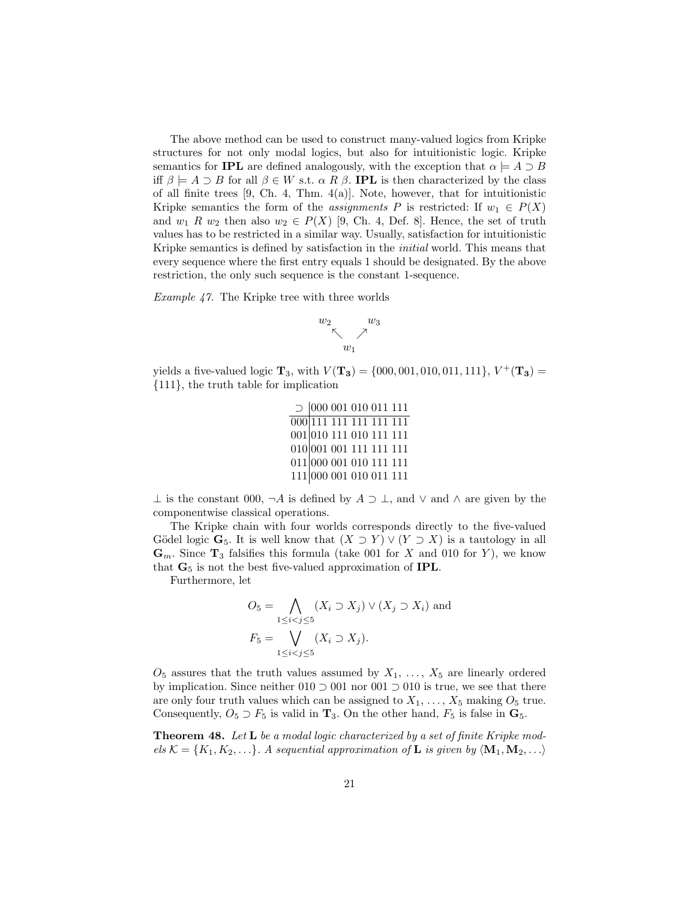The above method can be used to construct many-valued logics from Kripke structures for not only modal logics, but also for intuitionistic logic. Kripke semantics for **IPL** are defined analogously, with the exception that $\alpha \models A \supset B$ iff $\beta \models A \supset B$ for all $\beta \in W$ s.t. $\alpha\ R\ \beta$. **IPL** is then characterized by the class of all finite trees [9, Ch. 4, Thm. 4(a)]. Note, however, that for intuitionistic Kripke semantics the form of the *assignments* $P$ is restricted: If $w_1 \in P(X)$ and $w_1\ R\ w_2$ then also $w_2 \in P(X)$ [9, Ch. 4, Def. 8]. Hence, the set of truth values has to be restricted in a similar way. Usually, satisfaction for intuitionistic Kripke semantics is defined by satisfaction in the *initial* world. This means that every sequence where the first entry equals 1 should be designated. By the above restriction, the only such sequence is the constant 1-sequence.

*Example 47.* The Kripke tree with three worlds

$$\begin{array}{ccc} w_2 & & w_3 \\ & \nwarrow \quad \nearrow & \\ & w_1 & \end{array}$$

yields a five-valued logic $\mathbf{T}_3$, with $V(\mathbf{T_3}) = \{000, 001, 010, 011, 111\}$, $V^+(\mathbf{T_3}) = \{111\}$, the truth table for implication

| $\supset$ | 000 | 001 | 010 | 011 | 111 |
|---|---|---|---|---|---|
| 000 | 111 | 111 | 111 | 111 | 111 |
| 001 | 010 | 111 | 010 | 111 | 111 |
| 010 | 001 | 001 | 111 | 111 | 111 |
| 011 | 000 | 001 | 010 | 111 | 111 |
| 111 | 000 | 001 | 010 | 011 | 111 |

$\bot$ is the constant 000, $\neg A$ is defined by $A \supset \bot$, and $\vee$ and $\wedge$ are given by the componentwise classical operations.

The Kripke chain with four worlds corresponds directly to the five-valued Gödel logic $\mathbf{G}_5$. It is well know that $(X \supset Y) \vee (Y \supset X)$ is a tautology in all $\mathbf{G}_m$. Since $\mathbf{T}_3$ falsifies this formula (take 001 for $X$ and 010 for $Y$), we know that $\mathbf{G}_5$ is not the best five-valued approximation of **IPL**.

Furthermore, let

$$O_5 = \bigwedge_{1 \le i < j \le 5} (X_i \supset X_j) \vee (X_j \supset X_i) \text{ and}$$

$$F_5 = \bigvee_{1 \le i < j \le 5} (X_i \supset X_j).$$

$O_5$ assures that the truth values assumed by $X_1, \ldots, X_5$ are linearly ordered by implication. Since neither $010 \supset 001$ nor $001 \supset 010$ is true, we see that there are only four truth values which can be assigned to $X_1, \ldots, X_5$ making $O_5$ true. Consequently, $O_5 \supset F_5$ is valid in $\mathbf{T}_3$. On the other hand, $F_5$ is false in $\mathbf{G}_5$.

**Theorem 48.** *Let* $\mathbf{L}$ *be a modal logic characterized by a set of finite Kripke models* $\mathcal{K} = \{K_1, K_2, \ldots\}$*. A sequential approximation of* $\mathbf{L}$ *is given by* $\langle \mathbf{M}_1, \mathbf{M}_2, \ldots \rangle$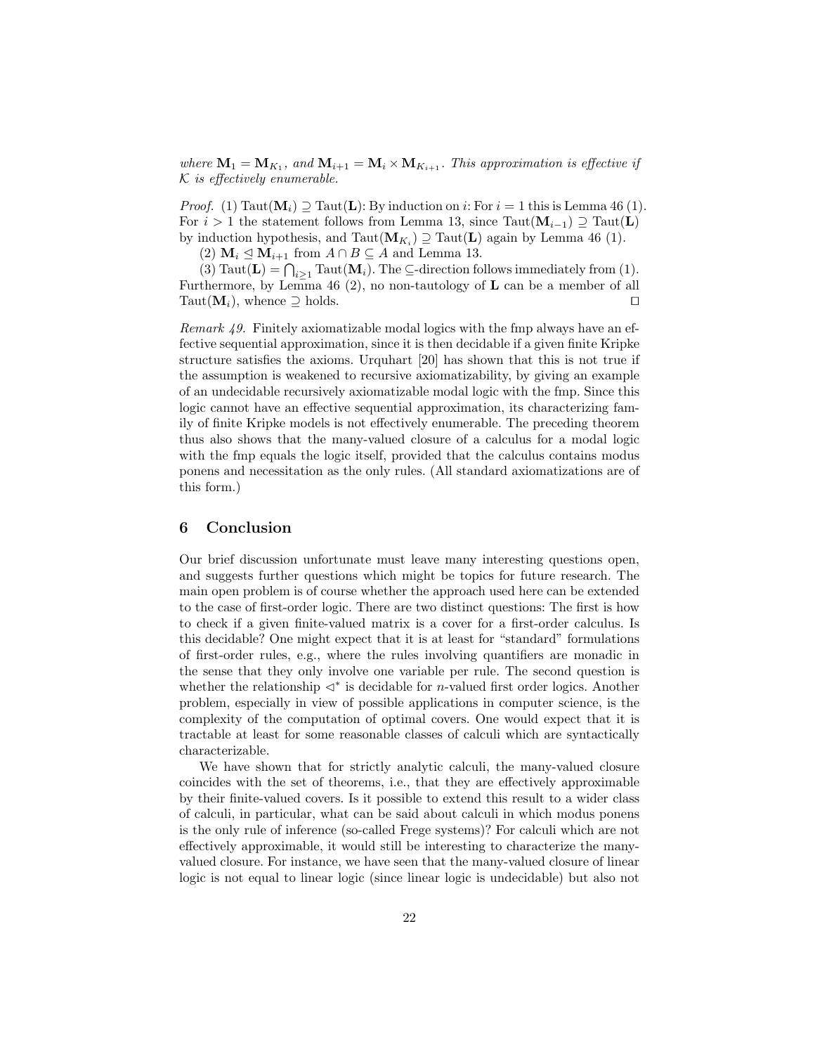*where* $\mathbf{M}_1 = \mathbf{M}_{K_1}$*, and* $\mathbf{M}_{i+1} = \mathbf{M}_i \times \mathbf{M}_{K_{i+1}}$*. This approximation is effective if* $\mathcal{K}$ *is effectively enumerable.*

*Proof.* (1) $\mathrm{Taut}(\mathbf{M}_i) \supseteq \mathrm{Taut}(\mathbf{L})$: By induction on $i$: For $i = 1$ this is Lemma 46 (1). For $i > 1$ the statement follows from Lemma 13, since $\mathrm{Taut}(\mathbf{M}_{i-1}) \supseteq \mathrm{Taut}(\mathbf{L})$ by induction hypothesis, and $\mathrm{Taut}(\mathbf{M}_{K_i}) \supseteq \mathrm{Taut}(\mathbf{L})$ again by Lemma 46 (1).

(2) $\mathbf{M}_i \trianglelefteq \mathbf{M}_{i+1}$ from $A \cap B \subseteq A$ and Lemma 13.

(3) $\mathrm{Taut}(\mathbf{L}) = \bigcap_{i \geq 1} \mathrm{Taut}(\mathbf{M}_i)$. The $\subseteq$-direction follows immediately from (1). Furthermore, by Lemma 46 (2), no non-tautology of $\mathbf{L}$ can be a member of all $\mathrm{Taut}(\mathbf{M}_i)$, whence $\supseteq$ holds. ◻

*Remark 49.* Finitely axiomatizable modal logics with the fmp always have an effective sequential approximation, since it is then decidable if a given finite Kripke structure satisfies the axioms. Urquhart [20] has shown that this is not true if the assumption is weakened to recursive axiomatizability, by giving an example of an undecidable recursively axiomatizable modal logic with the fmp. Since this logic cannot have an effective sequential approximation, its characterizing family of finite Kripke models is not effectively enumerable. The preceding theorem thus also shows that the many-valued closure of a calculus for a modal logic with the fmp equals the logic itself, provided that the calculus contains modus ponens and necessitation as the only rules. (All standard axiomatizations are of this form.)

## 6 Conclusion

Our brief discussion unfortunate must leave many interesting questions open, and suggests further questions which might be topics for future research. The main open problem is of course whether the approach used here can be extended to the case of first-order logic. There are two distinct questions: The first is how to check if a given finite-valued matrix is a cover for a first-order calculus. Is this decidable? One might expect that it is at least for "standard" formulations of first-order rules, e.g., where the rules involving quantifiers are monadic in the sense that they only involve one variable per rule. The second question is whether the relationship $\triangleleft^*$ is decidable for $n$-valued first order logics. Another problem, especially in view of possible applications in computer science, is the complexity of the computation of optimal covers. One would expect that it is tractable at least for some reasonable classes of calculi which are syntactically characterizable.

We have shown that for strictly analytic calculi, the many-valued closure coincides with the set of theorems, i.e., that they are effectively approximable by their finite-valued covers. Is it possible to extend this result to a wider class of calculi, in particular, what can be said about calculi in which modus ponens is the only rule of inference (so-called Frege systems)? For calculi which are not effectively approximable, it would still be interesting to characterize the many-valued closure. For instance, we have seen that the many-valued closure of linear logic is not equal to linear logic (since linear logic is undecidable) but also not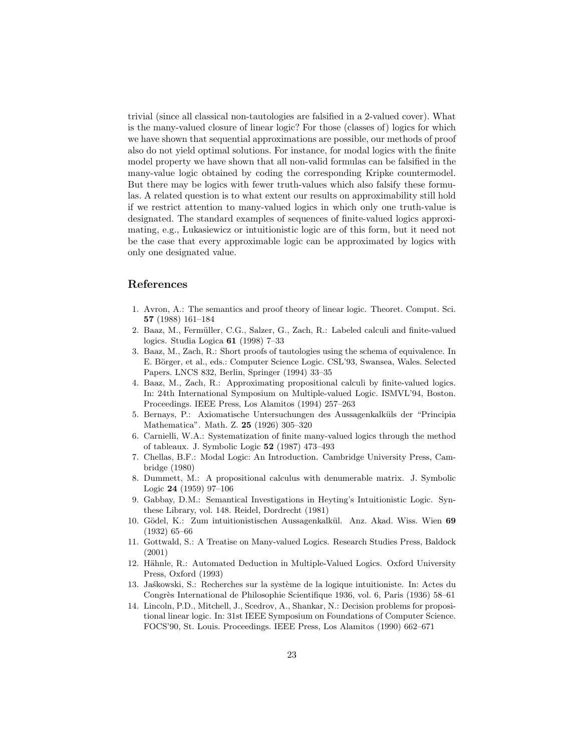trivial (since all classical non-tautologies are falsified in a 2-valued cover). What is the many-valued closure of linear logic? For those (classes of) logics for which we have shown that sequential approximations are possible, our methods of proof also do not yield optimal solutions. For instance, for modal logics with the finite model property we have shown that all non-valid formulas can be falsified in the many-value logic obtained by coding the corresponding Kripke countermodel. But there may be logics with fewer truth-values which also falsify these formulas. A related question is to what extent our results on approximability still hold if we restrict attention to many-valued logics in which only one truth-value is designated. The standard examples of sequences of finite-valued logics approximating, e.g., Łukasiewicz or intuitionistic logic are of this form, but it need not be the case that every approximable logic can be approximated by logics with only one designated value.

## References

1. Avron, A.: The semantics and proof theory of linear logic. Theoret. Comput. Sci. **57** (1988) 161–184
2. Baaz, M., Fermüller, C.G., Salzer, G., Zach, R.: Labeled calculi and finite-valued logics. Studia Logica **61** (1998) 7–33
3. Baaz, M., Zach, R.: Short proofs of tautologies using the schema of equivalence. In E. Börger, et al., eds.: Computer Science Logic. CSL'93, Swansea, Wales. Selected Papers. LNCS 832, Berlin, Springer (1994) 33–35
4. Baaz, M., Zach, R.: Approximating propositional calculi by finite-valued logics. In: 24th International Symposium on Multiple-valued Logic. ISMVL'94, Boston. Proceedings. IEEE Press, Los Alamitos (1994) 257–263
5. Bernays, P.: Axiomatische Untersuchungen des Aussagenkalküls der "Principia Mathematica". Math. Z. **25** (1926) 305–320
6. Carnielli, W.A.: Systematization of finite many-valued logics through the method of tableaux. J. Symbolic Logic **52** (1987) 473–493
7. Chellas, B.F.: Modal Logic: An Introduction. Cambridge University Press, Cambridge (1980)
8. Dummett, M.: A propositional calculus with denumerable matrix. J. Symbolic Logic **24** (1959) 97–106
9. Gabbay, D.M.: Semantical Investigations in Heyting's Intuitionistic Logic. Synthese Library, vol. 148. Reidel, Dordrecht (1981)
10. Gödel, K.: Zum intuitionistischen Aussagenkalkül. Anz. Akad. Wiss. Wien **69** (1932) 65–66
11. Gottwald, S.: A Treatise on Many-valued Logics. Research Studies Press, Baldock (2001)
12. Hähnle, R.: Automated Deduction in Multiple-Valued Logics. Oxford University Press, Oxford (1993)
13. Jaśkowski, S.: Recherches sur la système de la logique intuitioniste. In: Actes du Congrès International de Philosophie Scientifique 1936, vol. 6, Paris (1936) 58–61
14. Lincoln, P.D., Mitchell, J., Scedrov, A., Shankar, N.: Decision problems for propositional linear logic. In: 31st IEEE Symposium on Foundations of Computer Science. FOCS'90, St. Louis. Proceedings. IEEE Press, Los Alamitos (1990) 662–671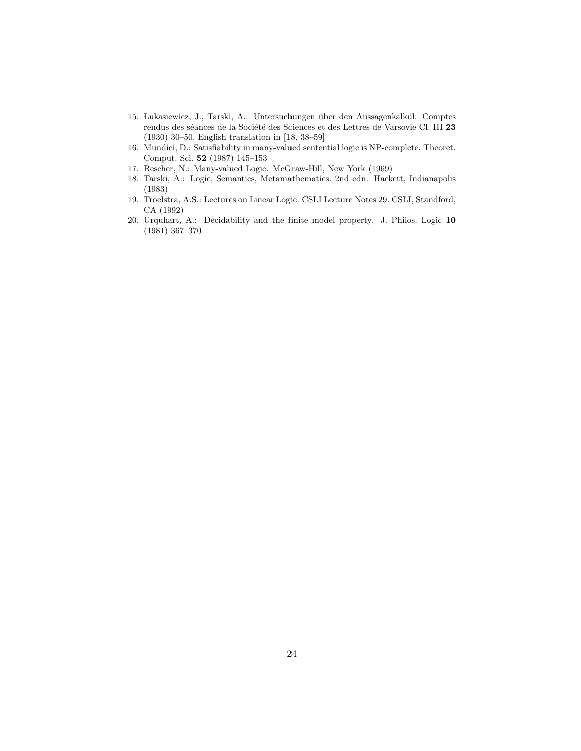15. Łukasiewicz, J., Tarski, A.: Untersuchungen über den Aussagenkalkül. Comptes rendus des séances de la Société des Sciences et des Lettres de Varsovie Cl. III **23** (1930) 30–50. English translation in [18, 38–59]
16. Mundici, D.: Satisfiability in many-valued sentential logic is NP-complete. Theoret. Comput. Sci. **52** (1987) 145–153
17. Rescher, N.: Many-valued Logic. McGraw-Hill, New York (1969)
18. Tarski, A.: Logic, Semantics, Metamathematics. 2nd edn. Hackett, Indianapolis (1983)
19. Troelstra, A.S.: Lectures on Linear Logic. CSLI Lecture Notes 29. CSLI, Standford, CA (1992)
20. Urquhart, A.: Decidability and the finite model property. J. Philos. Logic **10** (1981) 367–370